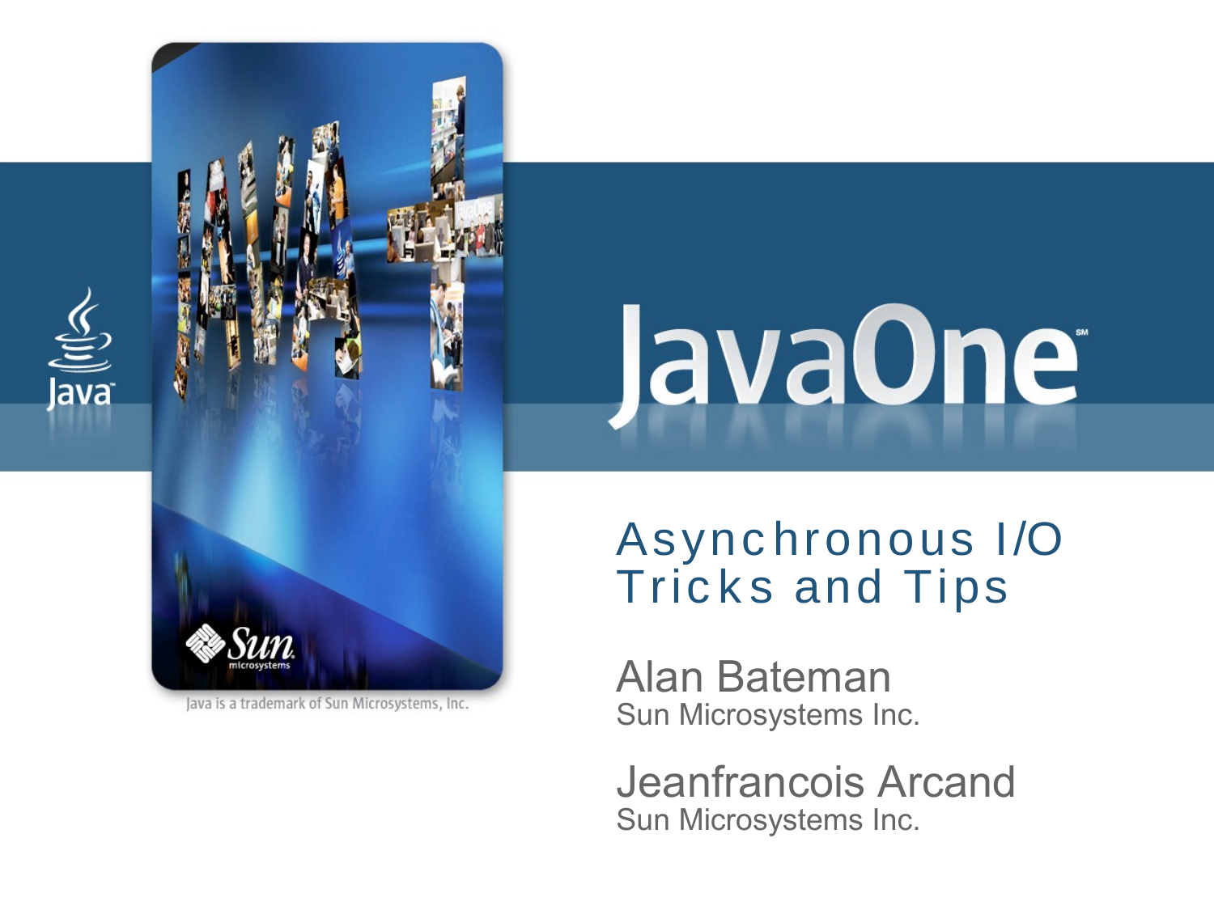# Asynchronous I/O Tricks and Tips

**Alan Bateman**
Sun Microsystems Inc.

**Jeanfrancois Arcand**
Sun Microsystems Inc.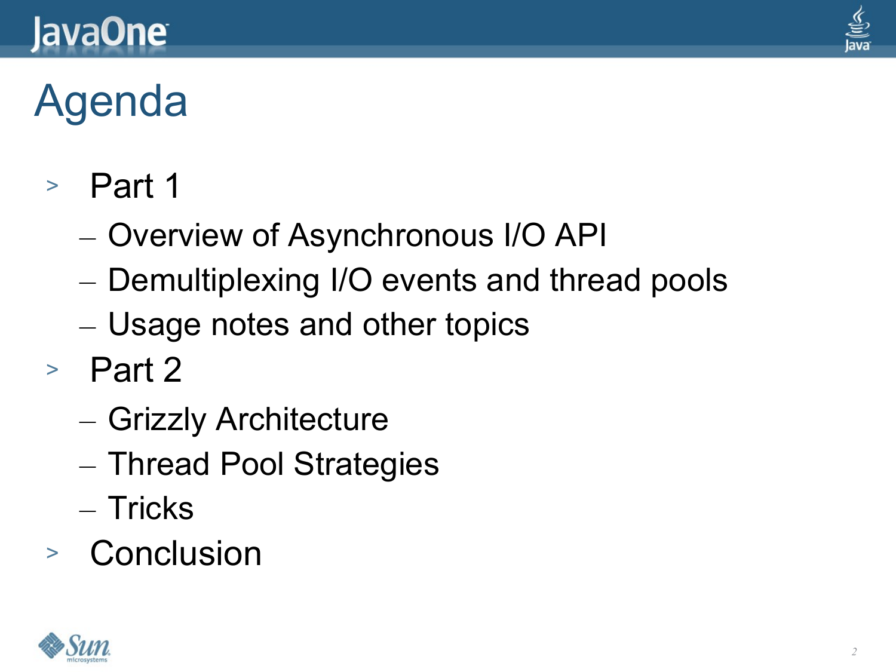# Agenda

- Part 1
  - Overview of Asynchronous I/O API
  - Demultiplexing I/O events and thread pools
  - Usage notes and other topics
- Part 2
  - Grizzly Architecture
  - Thread Pool Strategies
  - Tricks
- Conclusion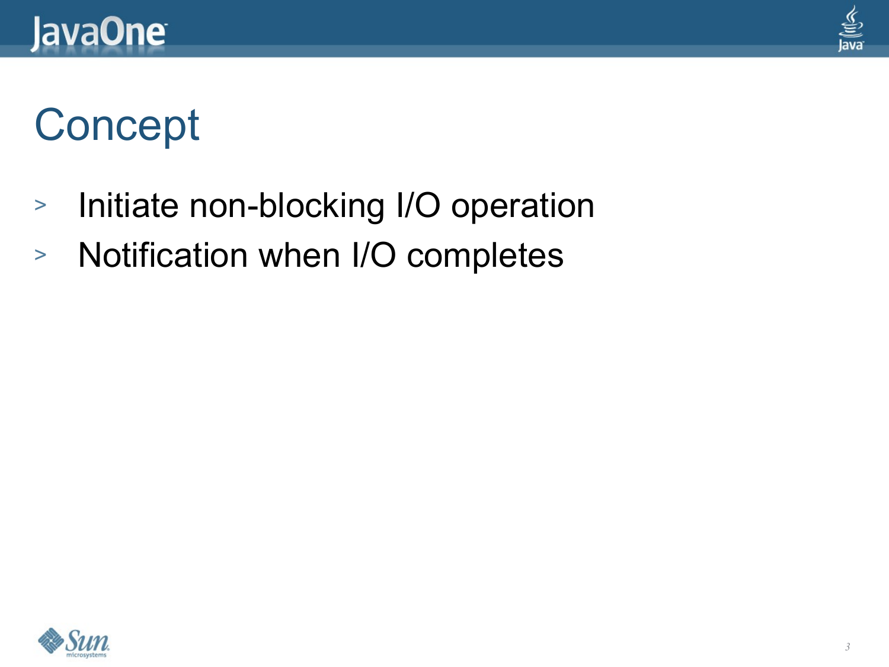# Concept

- Initiate non-blocking I/O operation
- Notification when I/O completes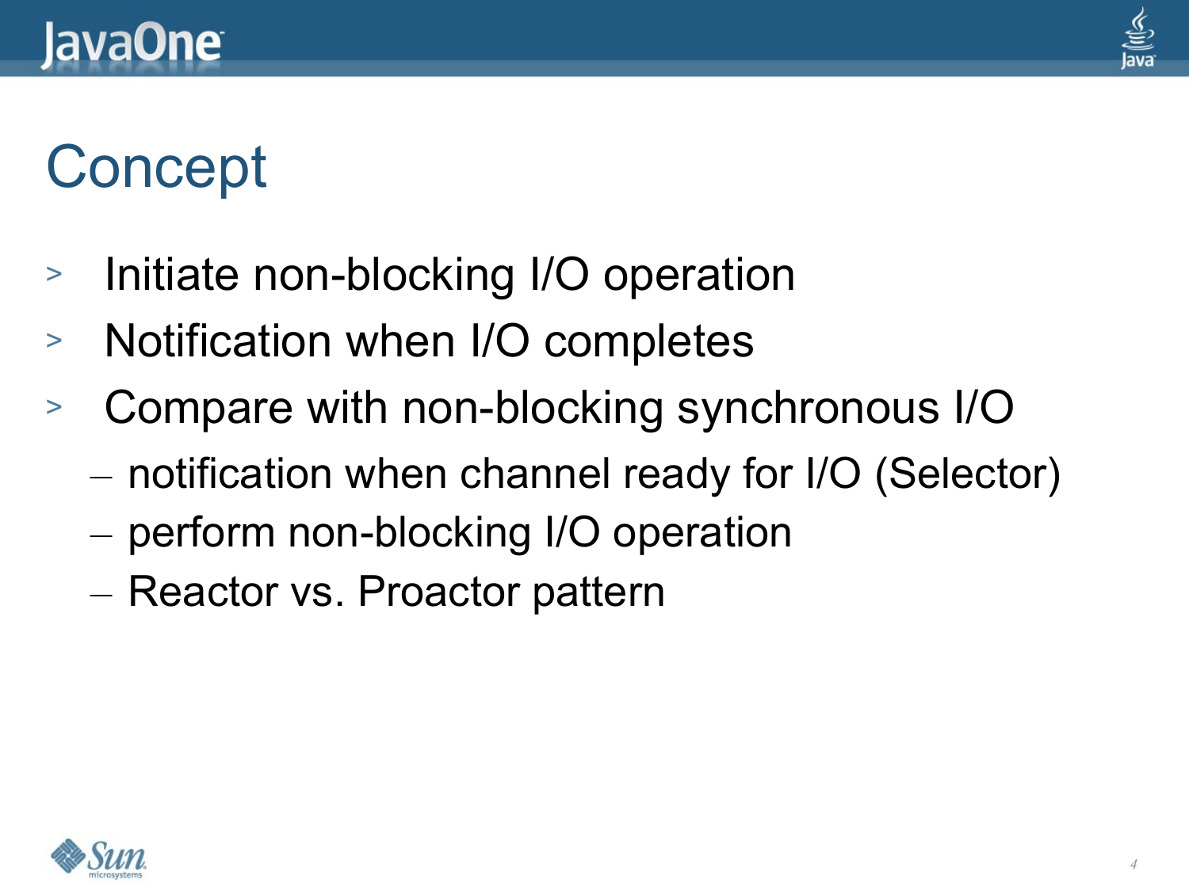# Concept

- Initiate non-blocking I/O operation
- Notification when I/O completes
- Compare with non-blocking synchronous I/O
  - notification when channel ready for I/O (Selector)
  - perform non-blocking I/O operation
  - Reactor vs. Proactor pattern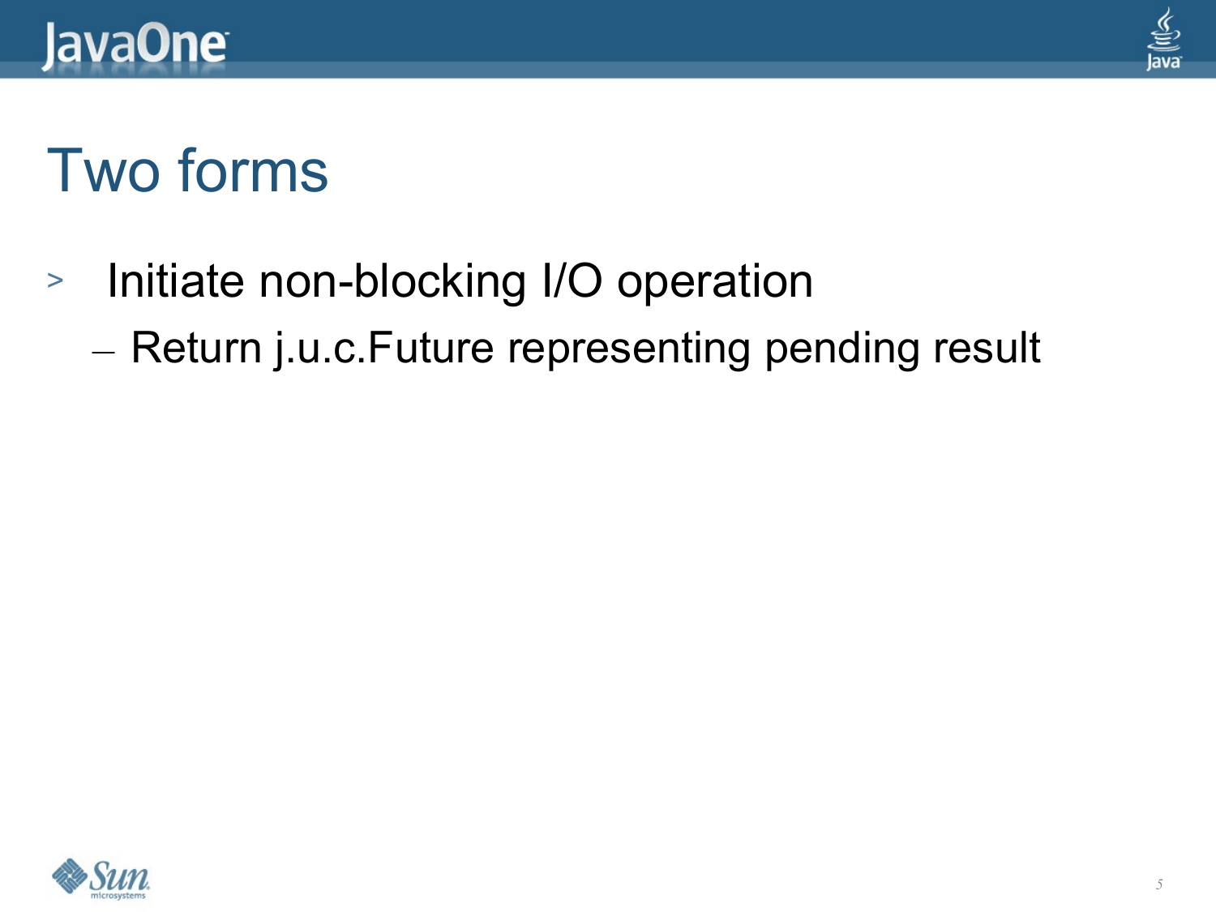# Two forms

- Initiate non-blocking I/O operation
  - Return j.u.c.Future representing pending result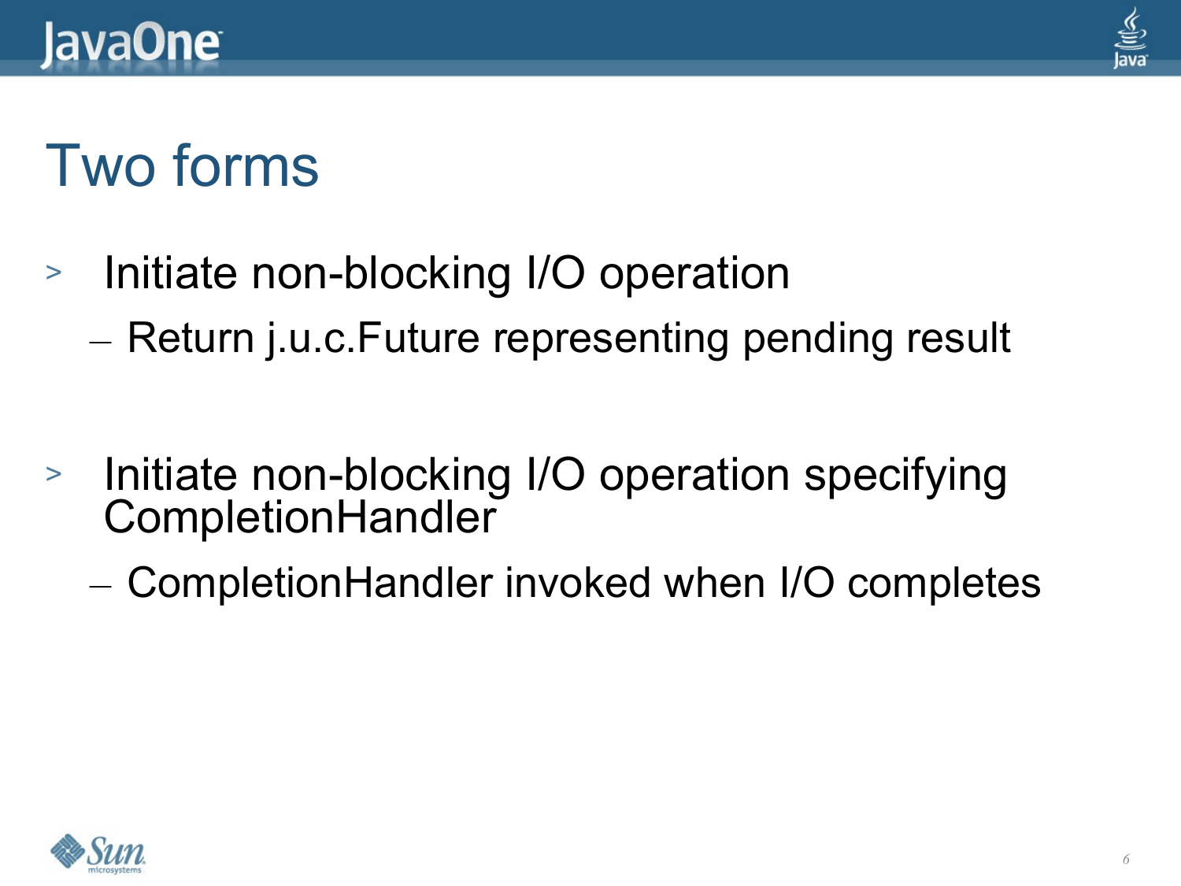# Two forms

- Initiate non-blocking I/O operation
  - Return j.u.c.Future representing pending result
- Initiate non-blocking I/O operation specifying CompletionHandler
  - CompletionHandler invoked when I/O completes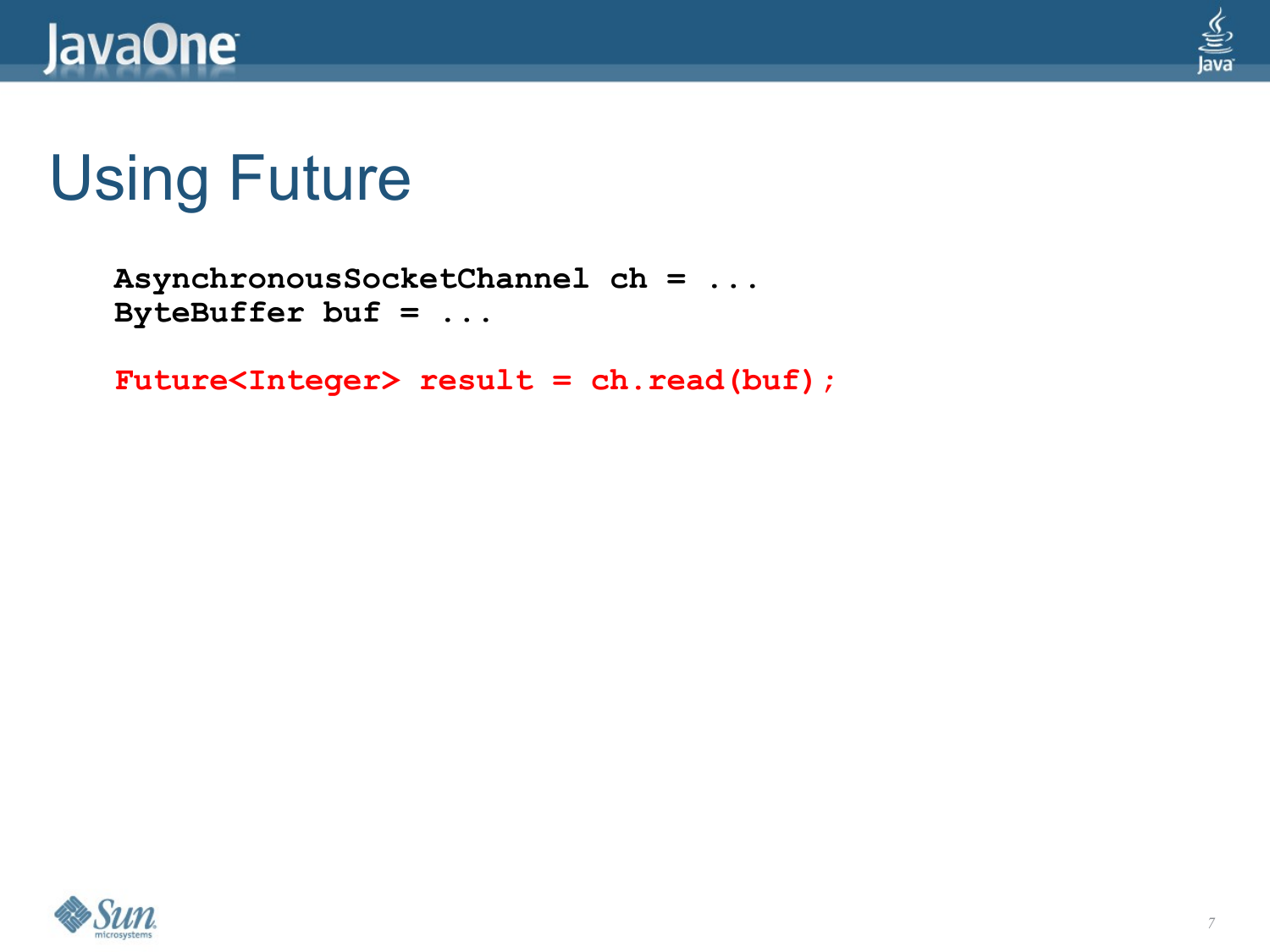# Using Future

```
AsynchronousSocketChannel ch = ...
ByteBuffer buf = ...

Future<Integer> result = ch.read(buf);
```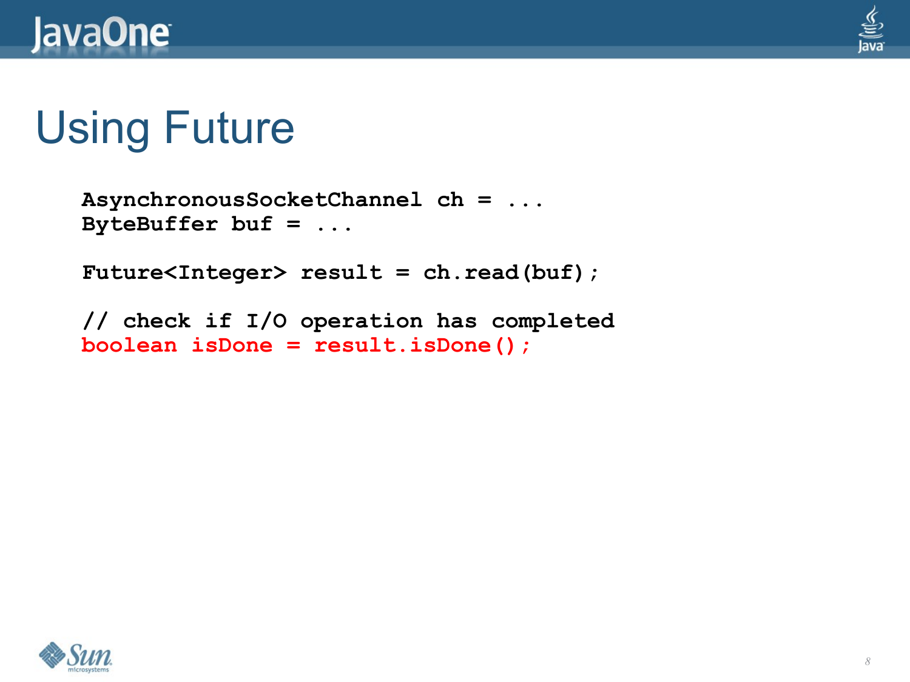# Using Future

```
AsynchronousSocketChannel ch = ...
ByteBuffer buf = ...

Future<Integer> result = ch.read(buf);

// check if I/O operation has completed
boolean isDone = result.isDone();
```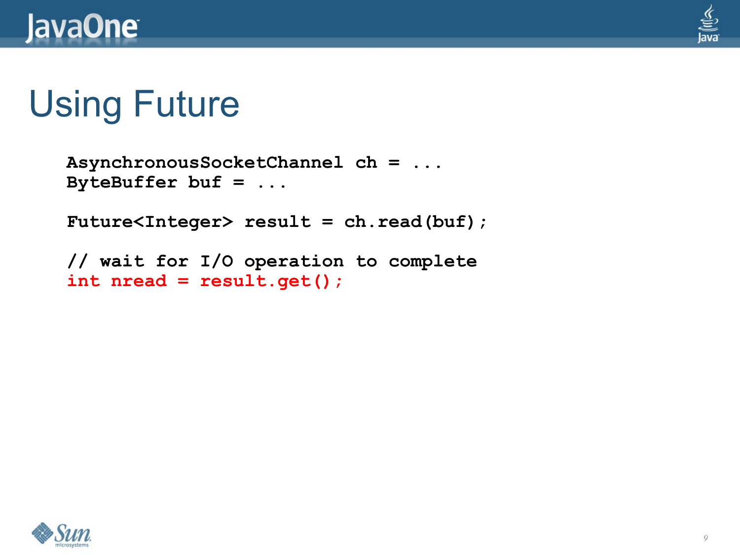# Using Future

```
AsynchronousSocketChannel ch = ...
ByteBuffer buf = ...

Future<Integer> result = ch.read(buf);

// wait for I/O operation to complete
int nread = result.get();
```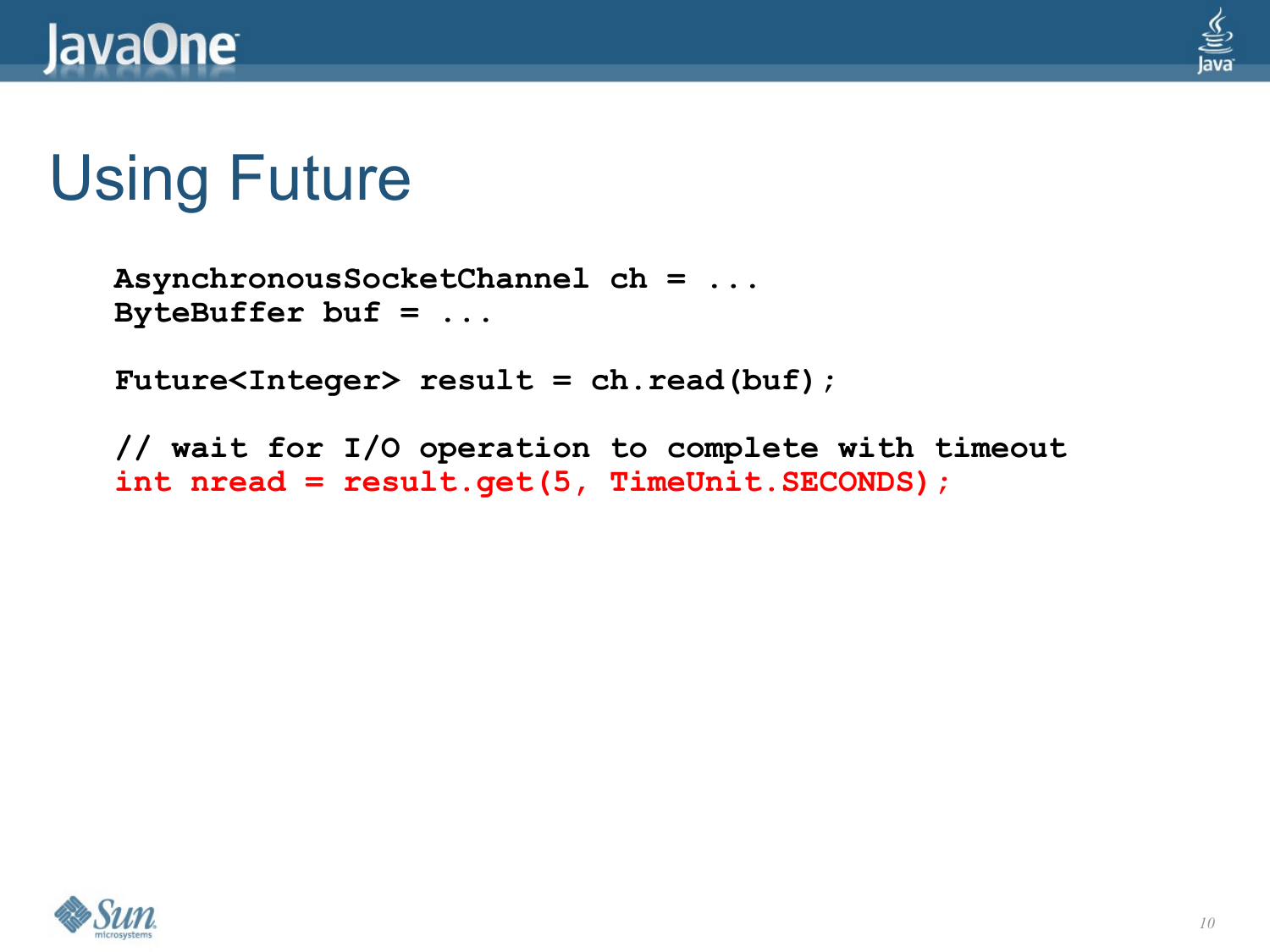# Using Future

```
AsynchronousSocketChannel ch = ...
ByteBuffer buf = ...

Future<Integer> result = ch.read(buf);

// wait for I/O operation to complete with timeout
int nread = result.get(5, TimeUnit.SECONDS);
```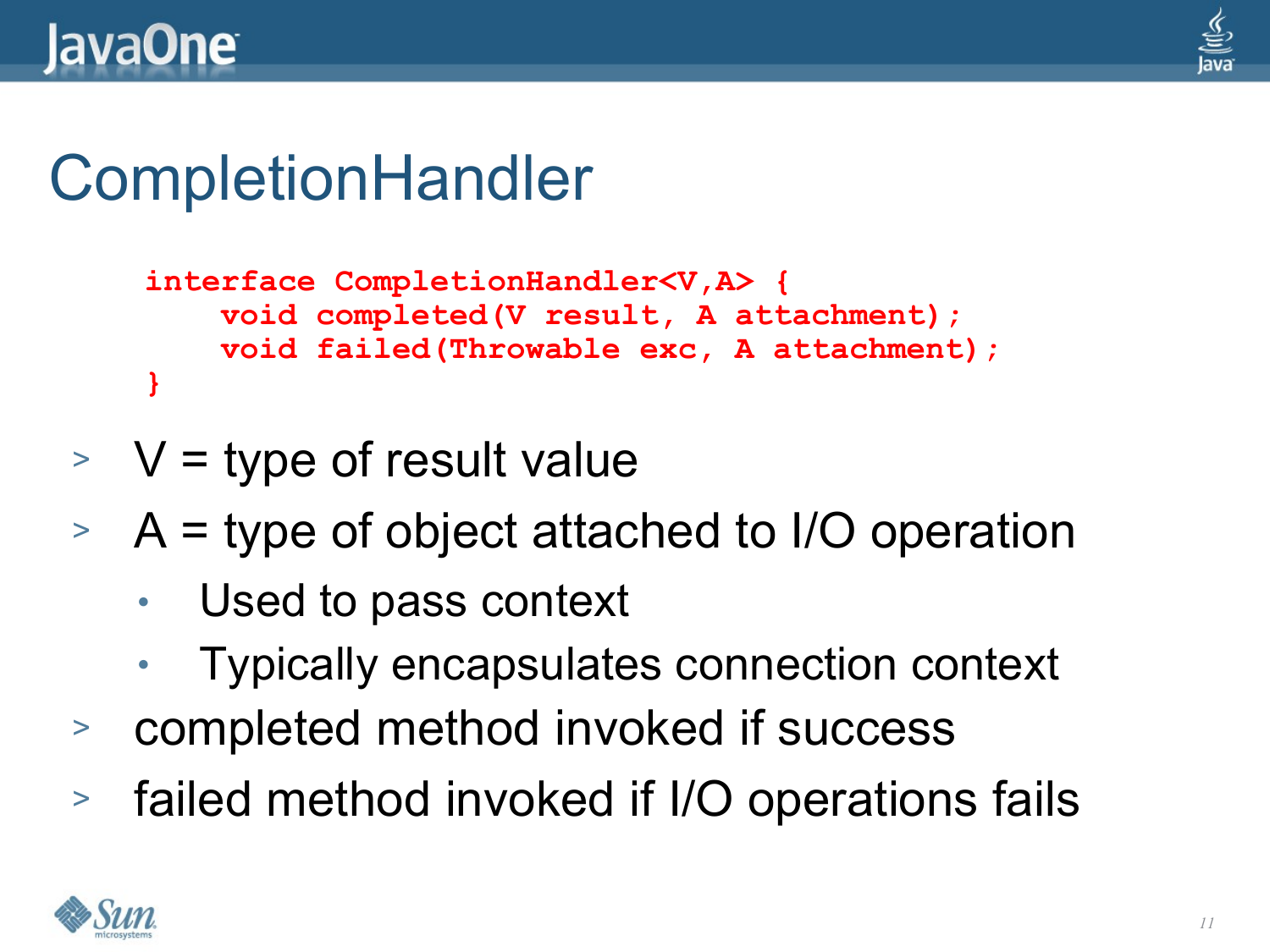# CompletionHandler

```
interface CompletionHandler<V,A> {
    void completed(V result, A attachment);
    void failed(Throwable exc, A attachment);
}
```

- V = type of result value
- A = type of object attached to I/O operation
  - Used to pass context
  - Typically encapsulates connection context
- completed method invoked if success
- failed method invoked if I/O operations fails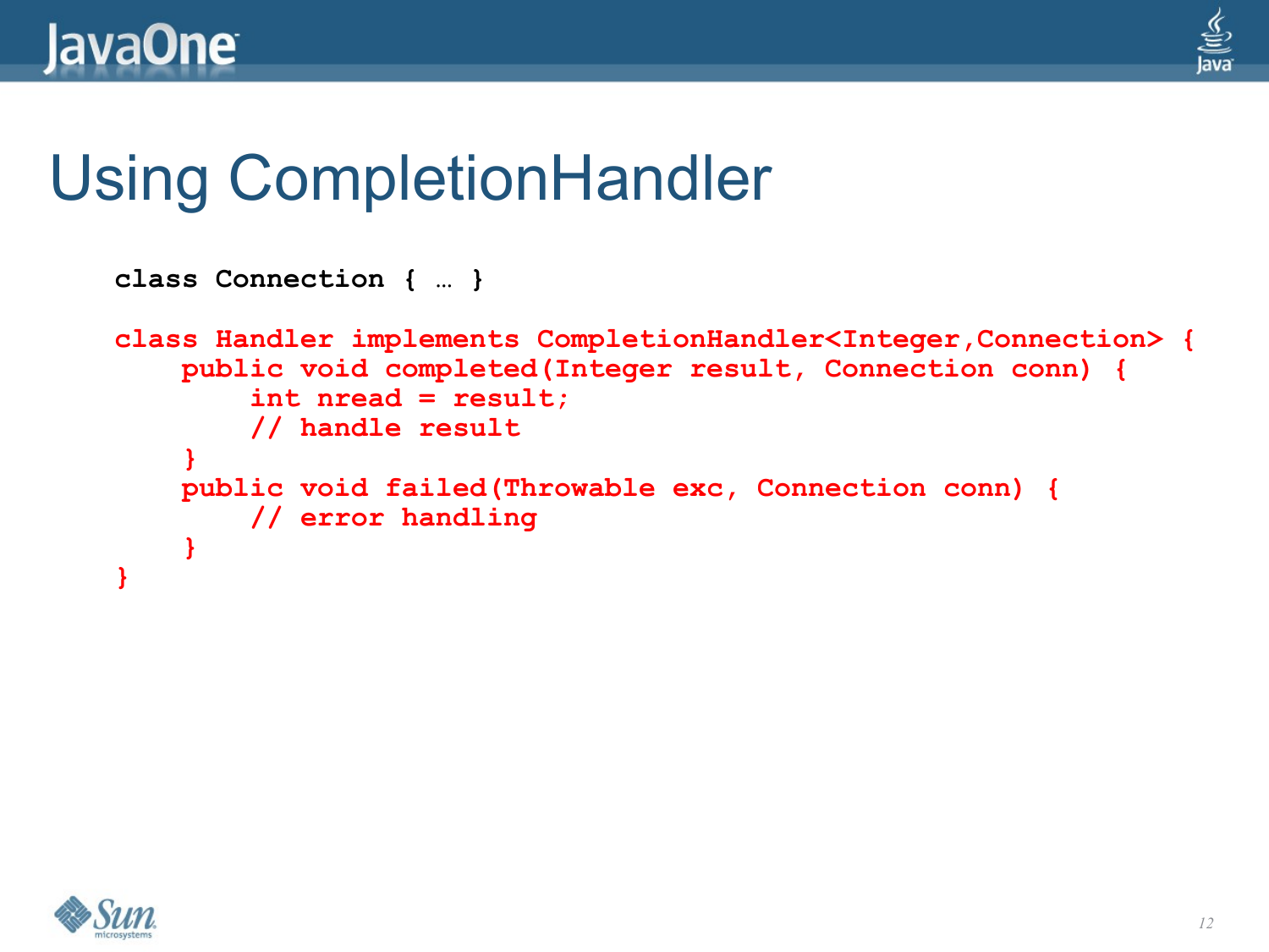# Using CompletionHandler

```
class Connection { … }

class Handler implements CompletionHandler<Integer,Connection> {
    public void completed(Integer result, Connection conn) {
        int nread = result;
        // handle result
    }
    public void failed(Throwable exc, Connection conn) {
        // error handling
    }
}
```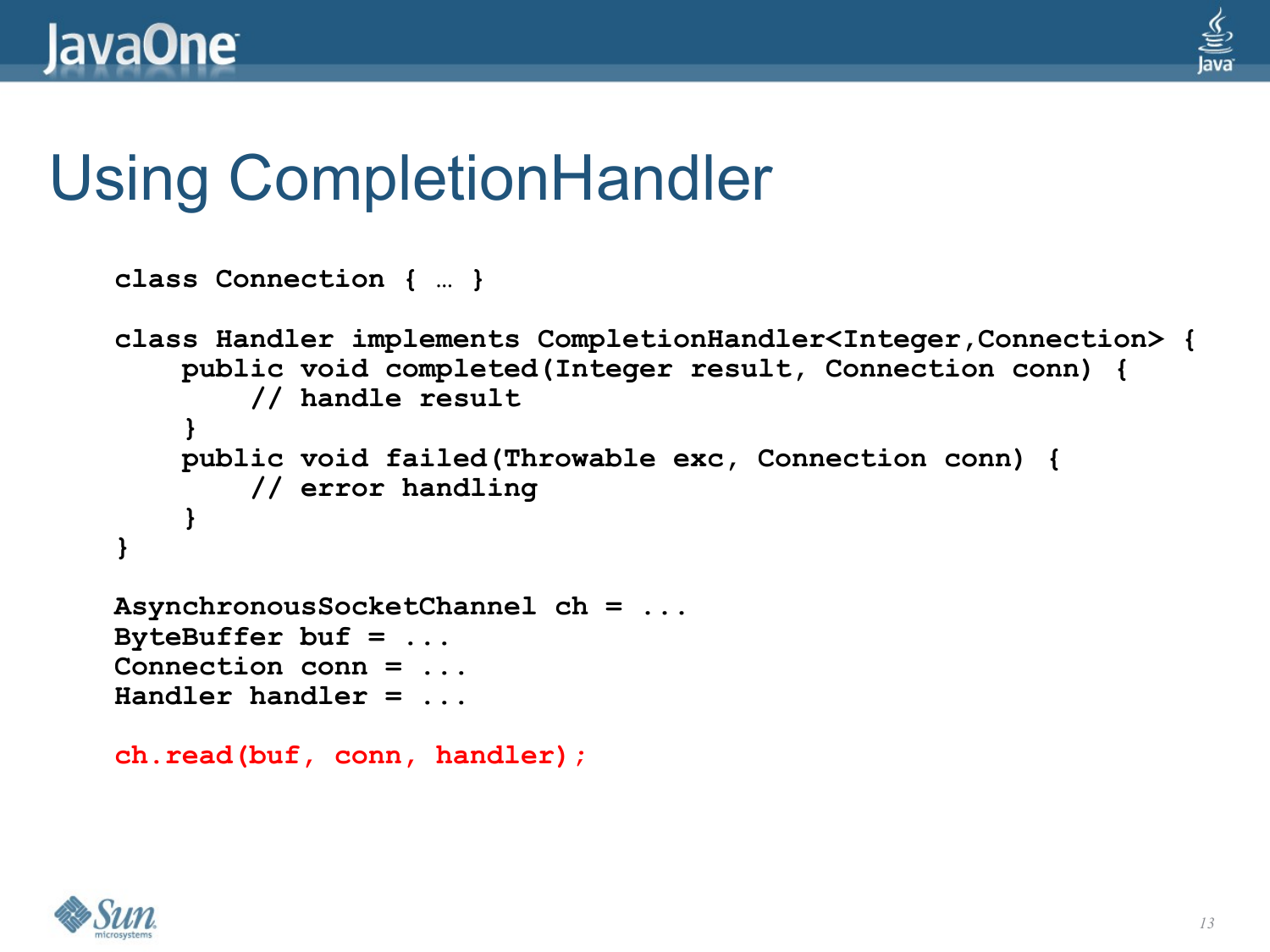# Using CompletionHandler

```
class Connection { … }

class Handler implements CompletionHandler<Integer,Connection> {
    public void completed(Integer result, Connection conn) {
        // handle result
    }
    public void failed(Throwable exc, Connection conn) {
        // error handling
    }
}

AsynchronousSocketChannel ch = ...
ByteBuffer buf = ...
Connection conn = ...
Handler handler = ...

ch.read(buf, conn, handler);
```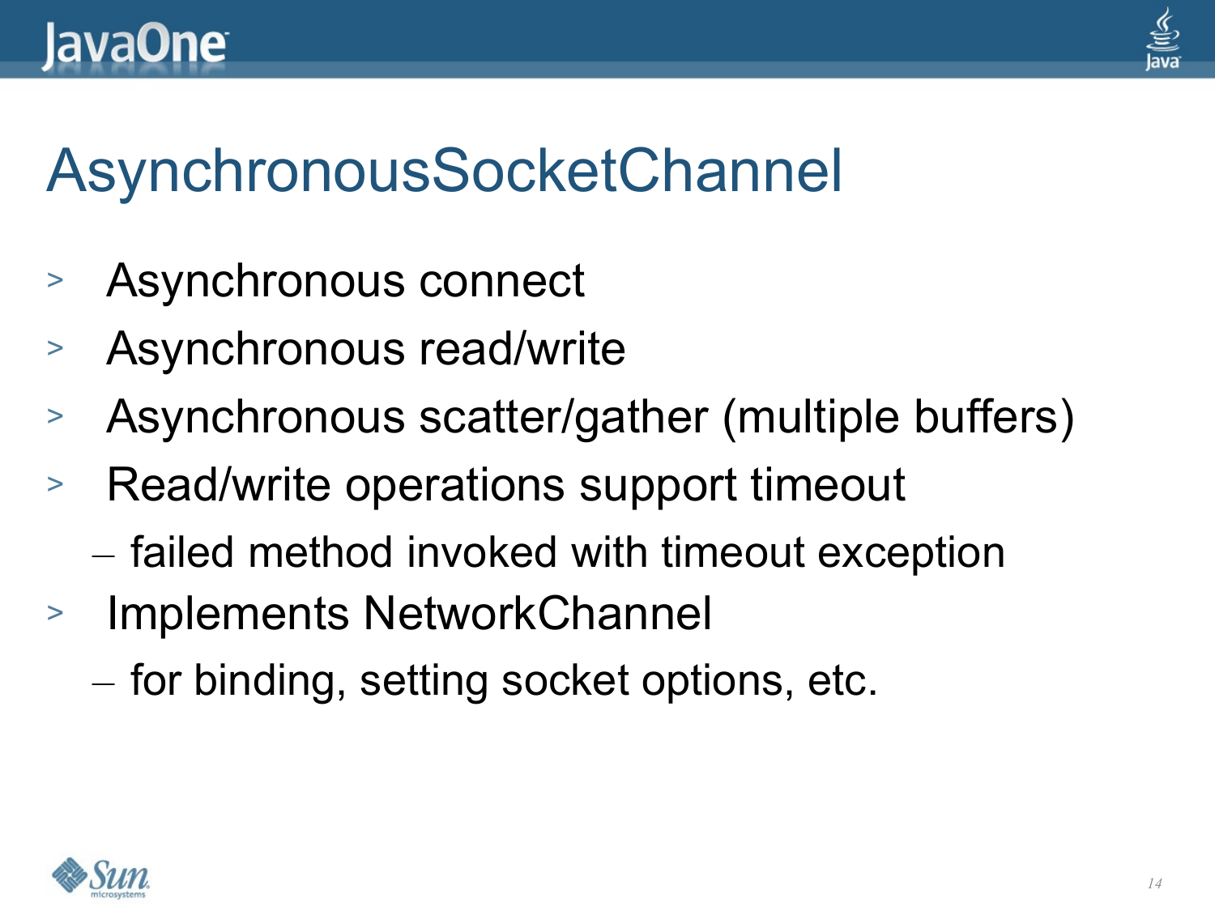# AsynchronousSocketChannel

- Asynchronous connect
- Asynchronous read/write
- Asynchronous scatter/gather (multiple buffers)
- Read/write operations support timeout
  - failed method invoked with timeout exception
- Implements NetworkChannel
  - for binding, setting socket options, etc.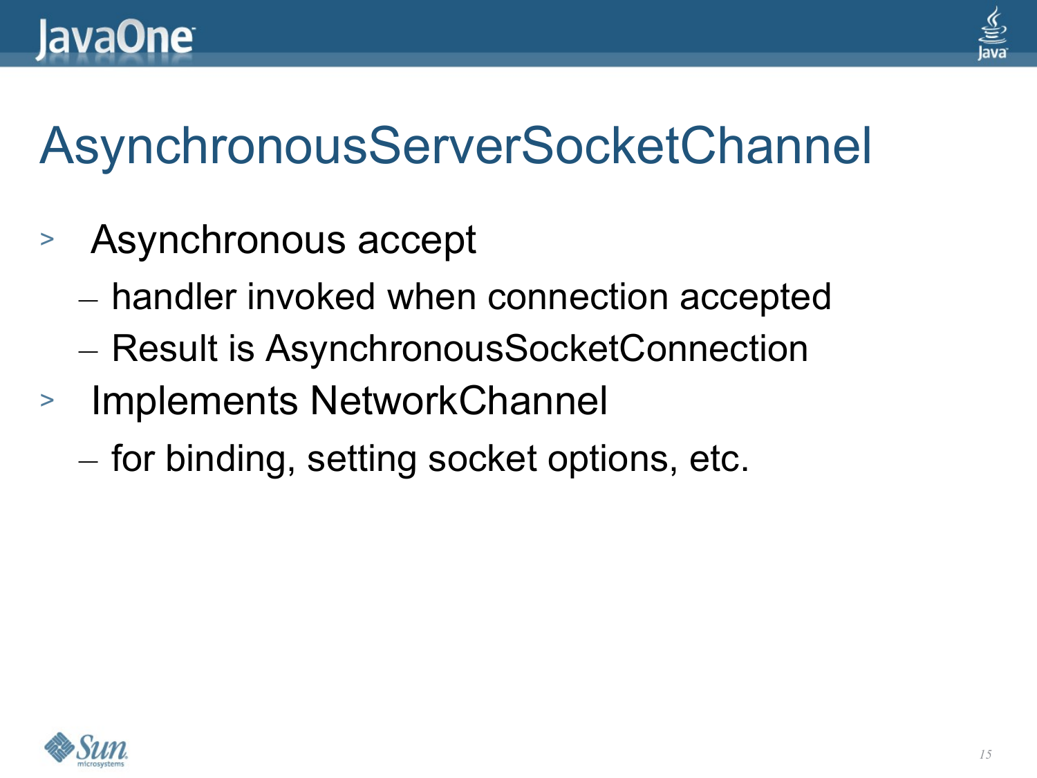# AsynchronousServerSocketChannel

- Asynchronous accept
  - handler invoked when connection accepted
  - Result is AsynchronousSocketConnection
- Implements NetworkChannel
  - for binding, setting socket options, etc.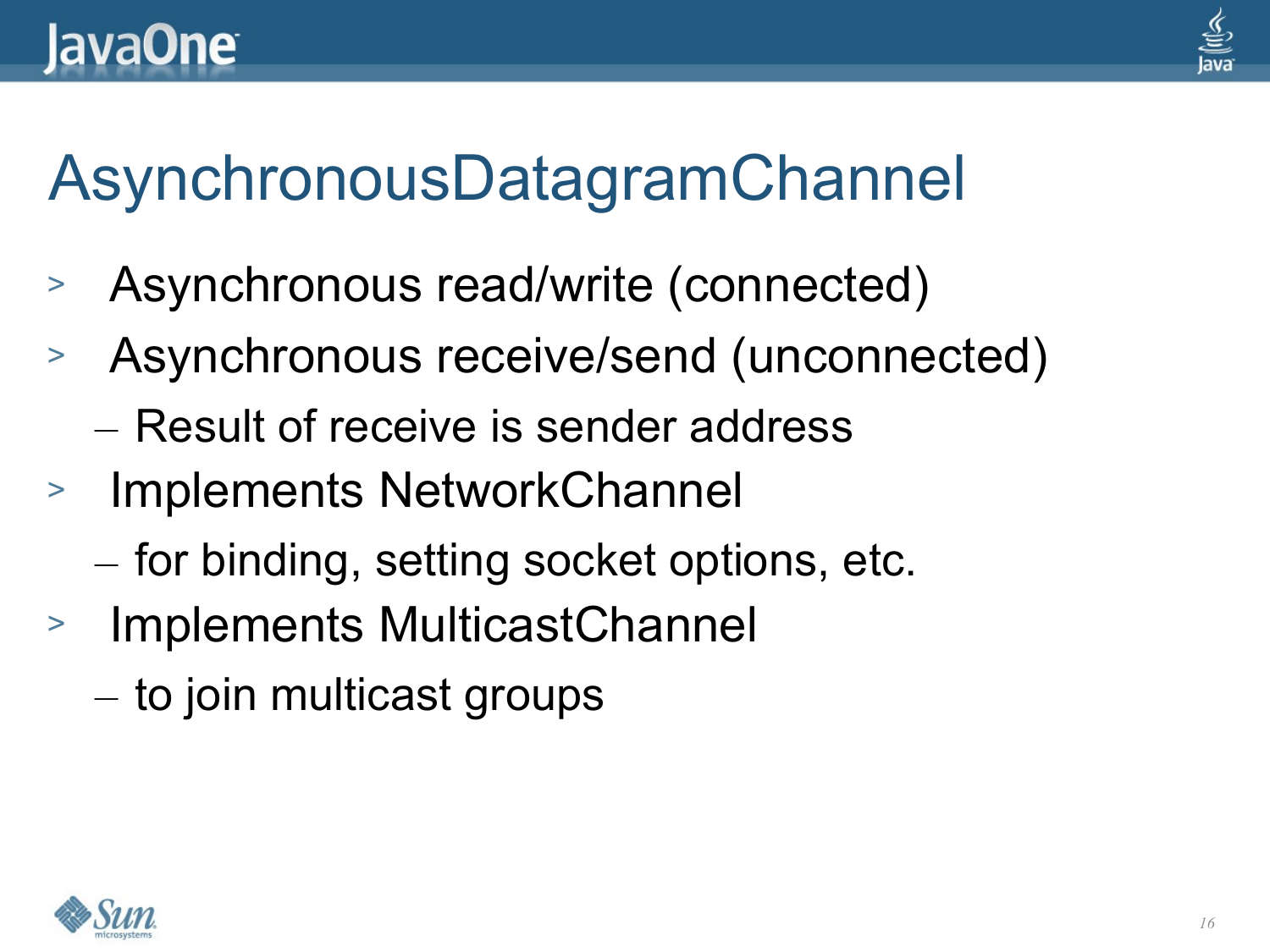# AsynchronousDatagramChannel

- Asynchronous read/write (connected)
- Asynchronous receive/send (unconnected)
  - Result of receive is sender address
- Implements NetworkChannel
  - for binding, setting socket options, etc.
- Implements MulticastChannel
  - to join multicast groups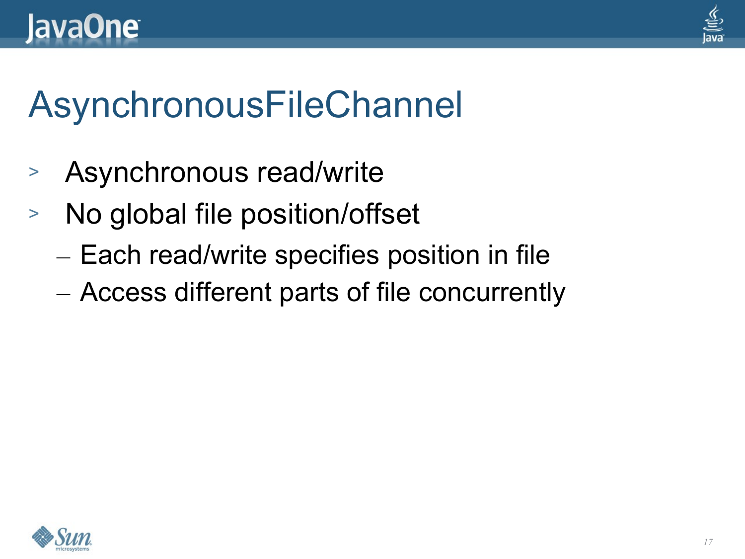# AsynchronousFileChannel

- Asynchronous read/write
- No global file position/offset
  - Each read/write specifies position in file
  - Access different parts of file concurrently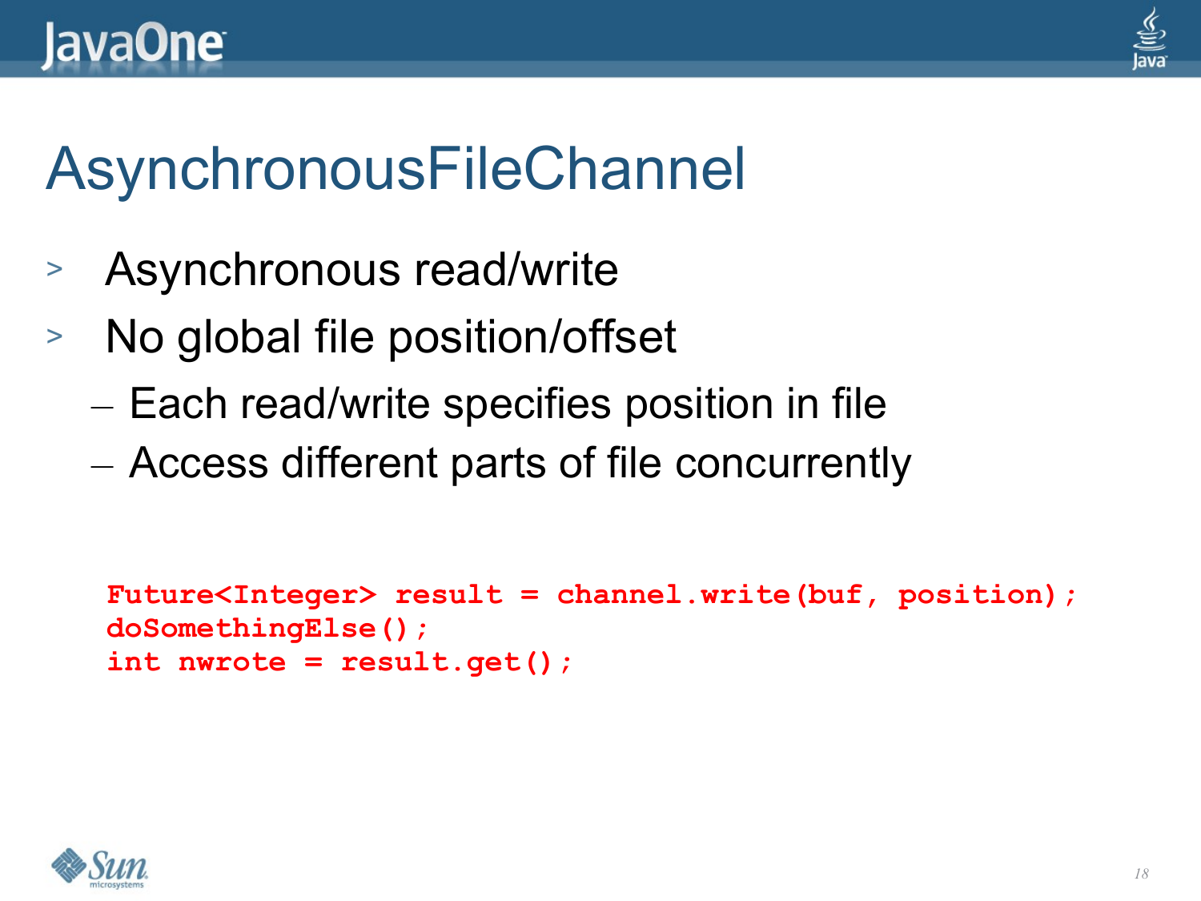# AsynchronousFileChannel

- Asynchronous read/write
- No global file position/offset
  - Each read/write specifies position in file
  - Access different parts of file concurrently

```
Future<Integer> result = channel.write(buf, position);
doSomethingElse();
int nwrote = result.get();
```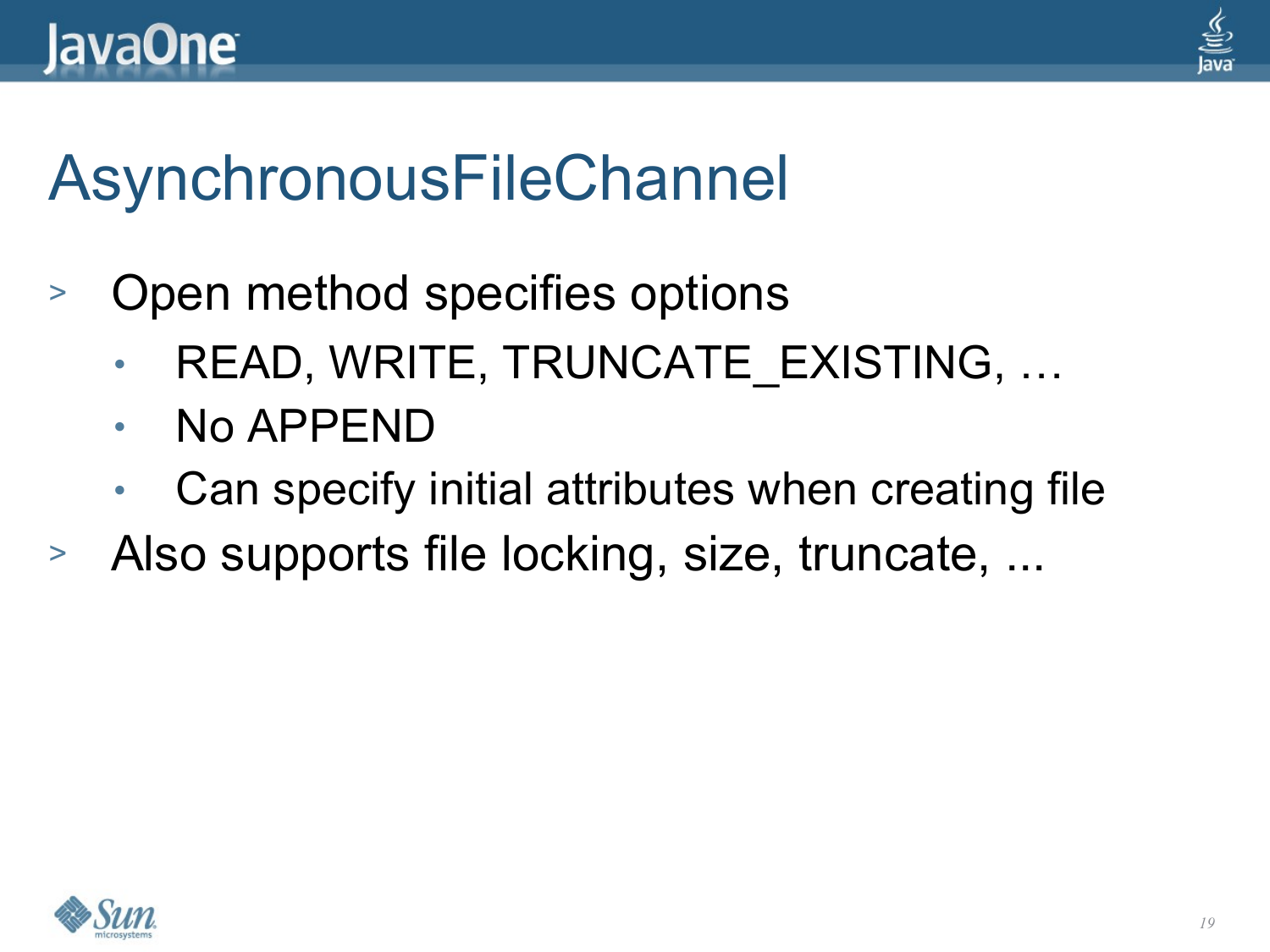# AsynchronousFileChannel

- Open method specifies options
  - READ, WRITE, TRUNCATE_EXISTING, …
  - No APPEND
  - Can specify initial attributes when creating file
- Also supports file locking, size, truncate, ...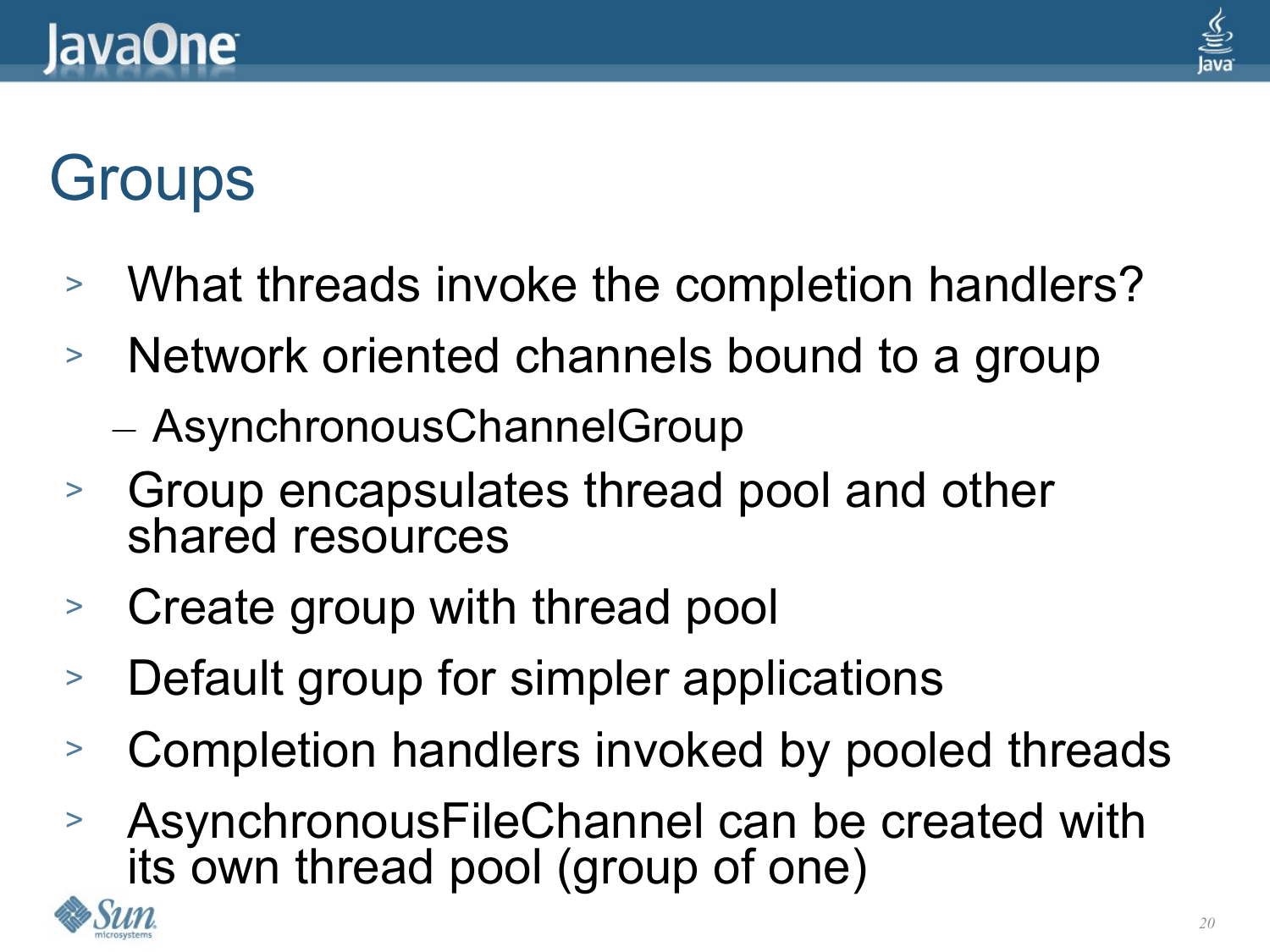# Groups

- What threads invoke the completion handlers?
- Network oriented channels bound to a group
  - AsynchronousChannelGroup
- Group encapsulates thread pool and other shared resources
- Create group with thread pool
- Default group for simpler applications
- Completion handlers invoked by pooled threads
- AsynchronousFileChannel can be created with its own thread pool (group of one)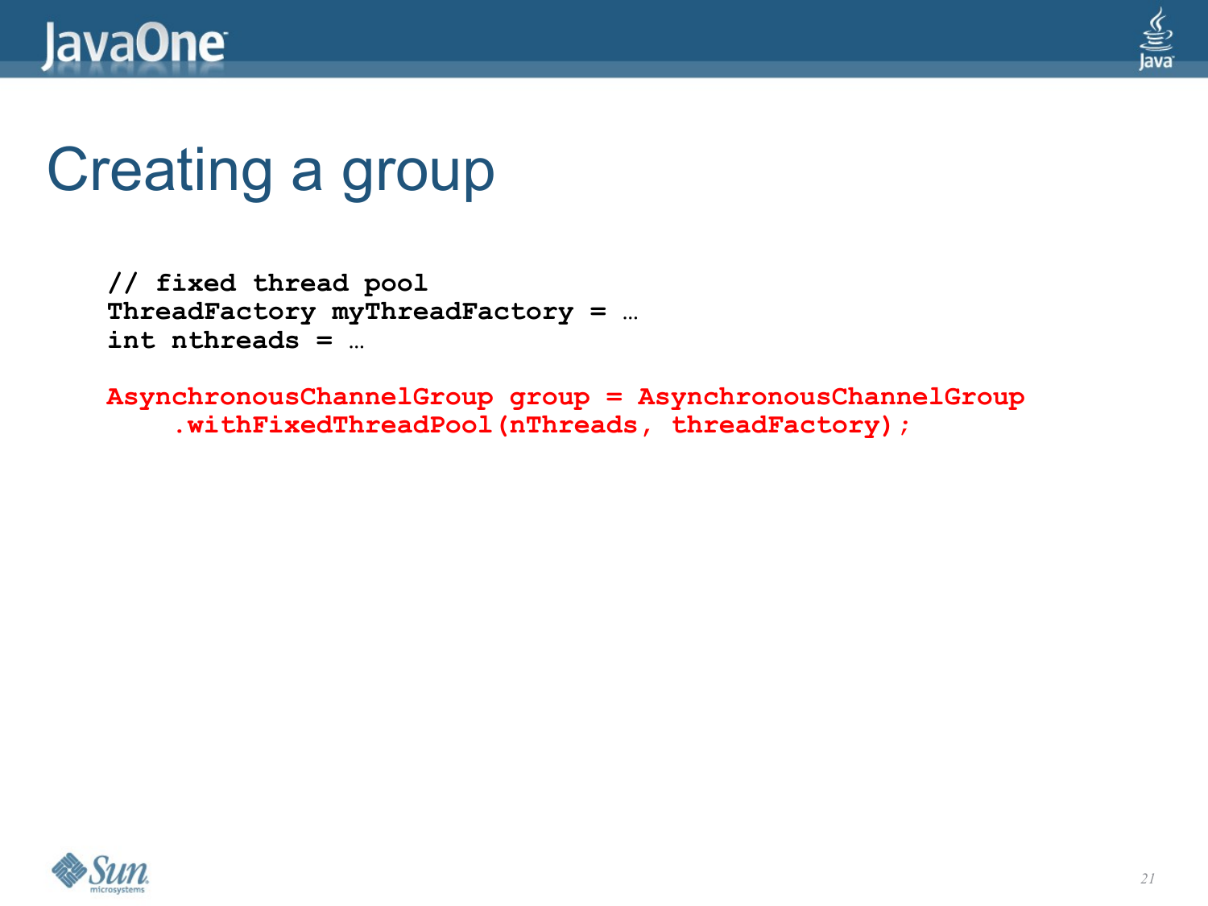# Creating a group

```
// fixed thread pool
ThreadFactory myThreadFactory = …
int nthreads = …

AsynchronousChannelGroup group = AsynchronousChannelGroup
    .withFixedThreadPool(nThreads, threadFactory);
```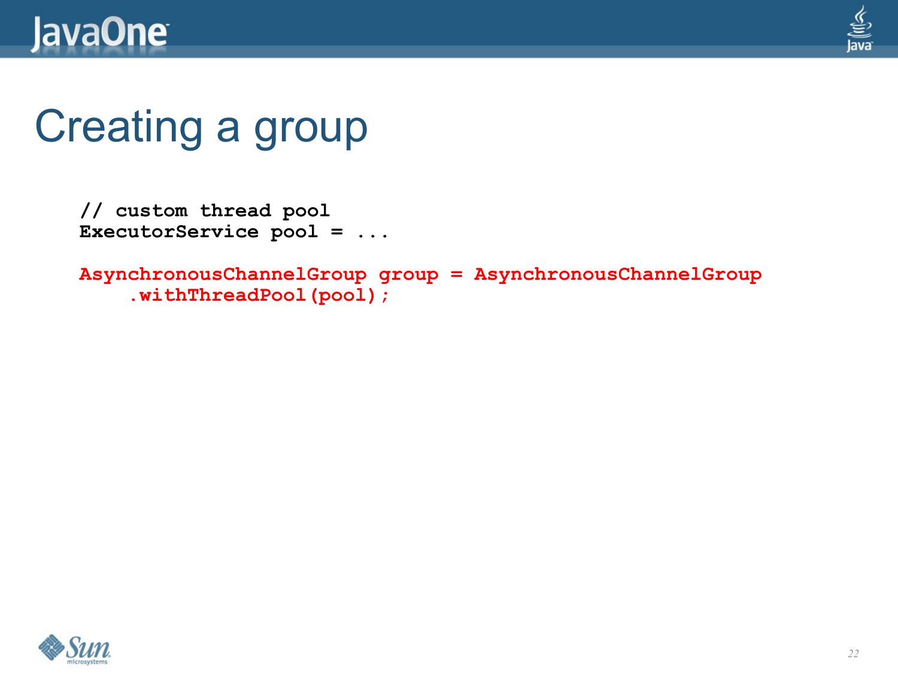# Creating a group

```
// custom thread pool
ExecutorService pool = ...

AsynchronousChannelGroup group = AsynchronousChannelGroup
    .withThreadPool(pool);
```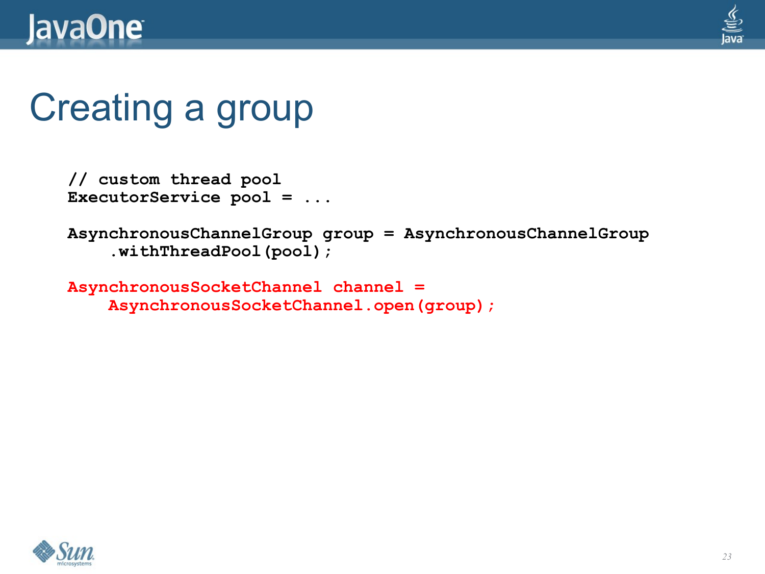# Creating a group

```
// custom thread pool
ExecutorService pool = ...

AsynchronousChannelGroup group = AsynchronousChannelGroup
    .withThreadPool(pool);

AsynchronousSocketChannel channel =
    AsynchronousSocketChannel.open(group);
```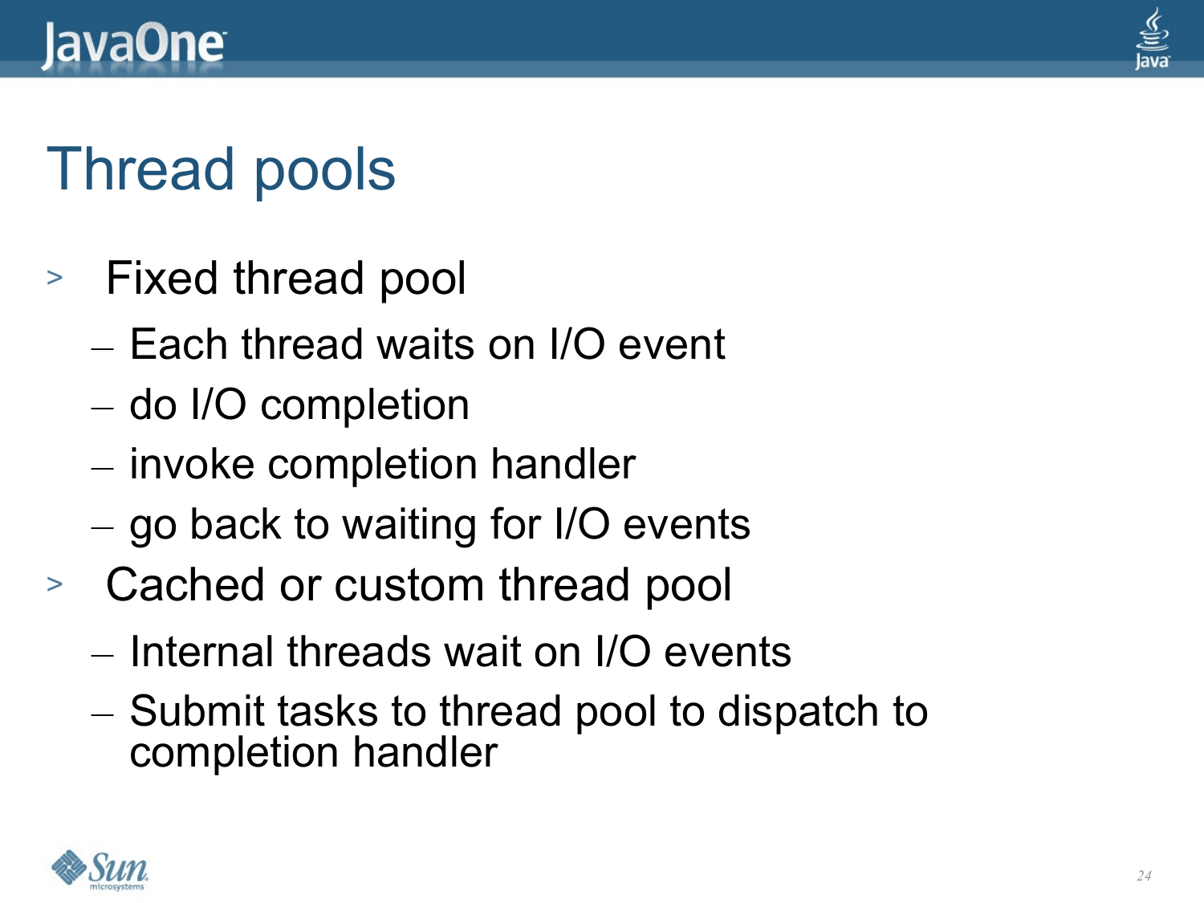# Thread pools

- Fixed thread pool
  - Each thread waits on I/O event
  - do I/O completion
  - invoke completion handler
  - go back to waiting for I/O events
- Cached or custom thread pool
  - Internal threads wait on I/O events
  - Submit tasks to thread pool to dispatch to completion handler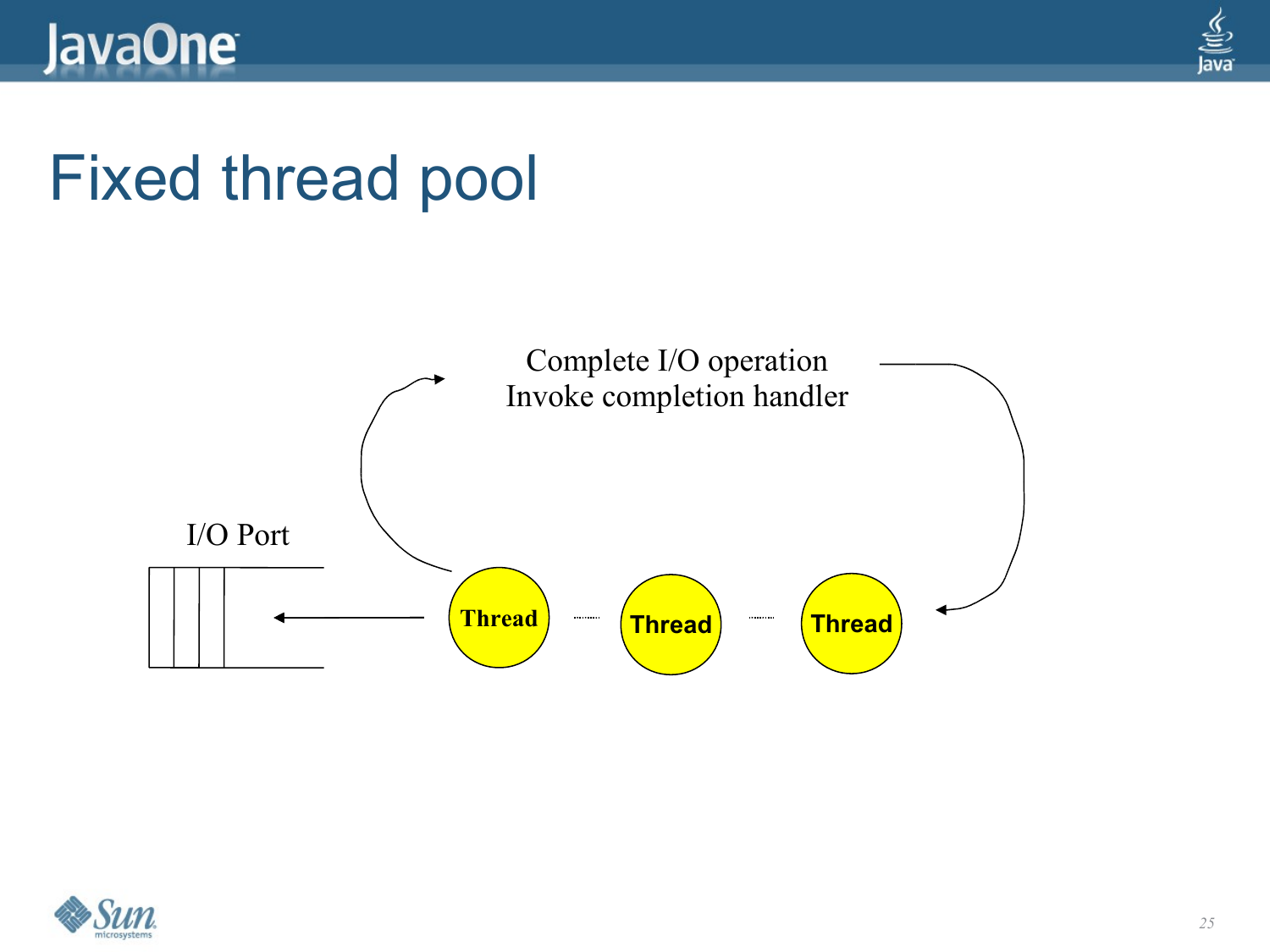# Fixed thread pool

Complete I/O operation
Invoke completion handler

I/O Port

Thread

Thread

Thread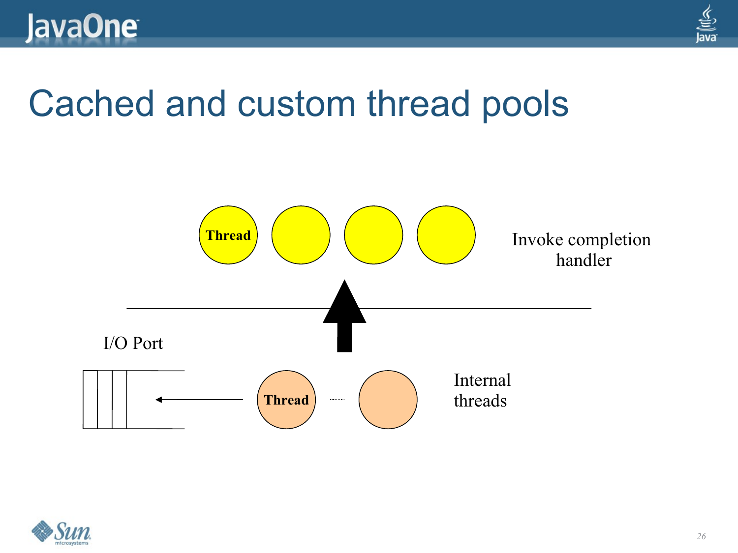# Cached and custom thread pools

Thread

Invoke completion handler

I/O Port

Thread

Internal threads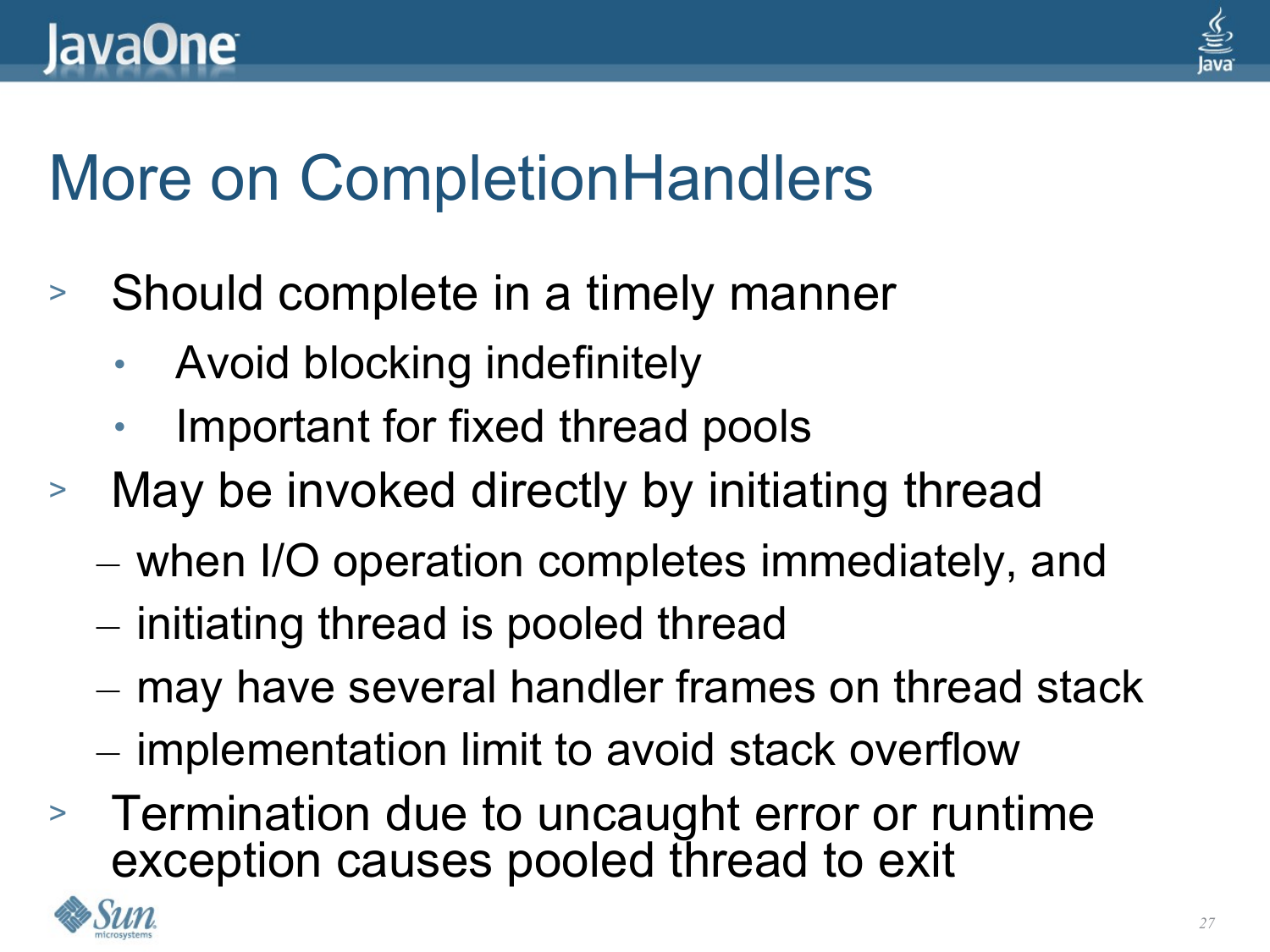# More on CompletionHandlers

- Should complete in a timely manner
  - Avoid blocking indefinitely
  - Important for fixed thread pools
- May be invoked directly by initiating thread
  - when I/O operation completes immediately, and
  - initiating thread is pooled thread
  - may have several handler frames on thread stack
  - implementation limit to avoid stack overflow
- Termination due to uncaught error or runtime exception causes pooled thread to exit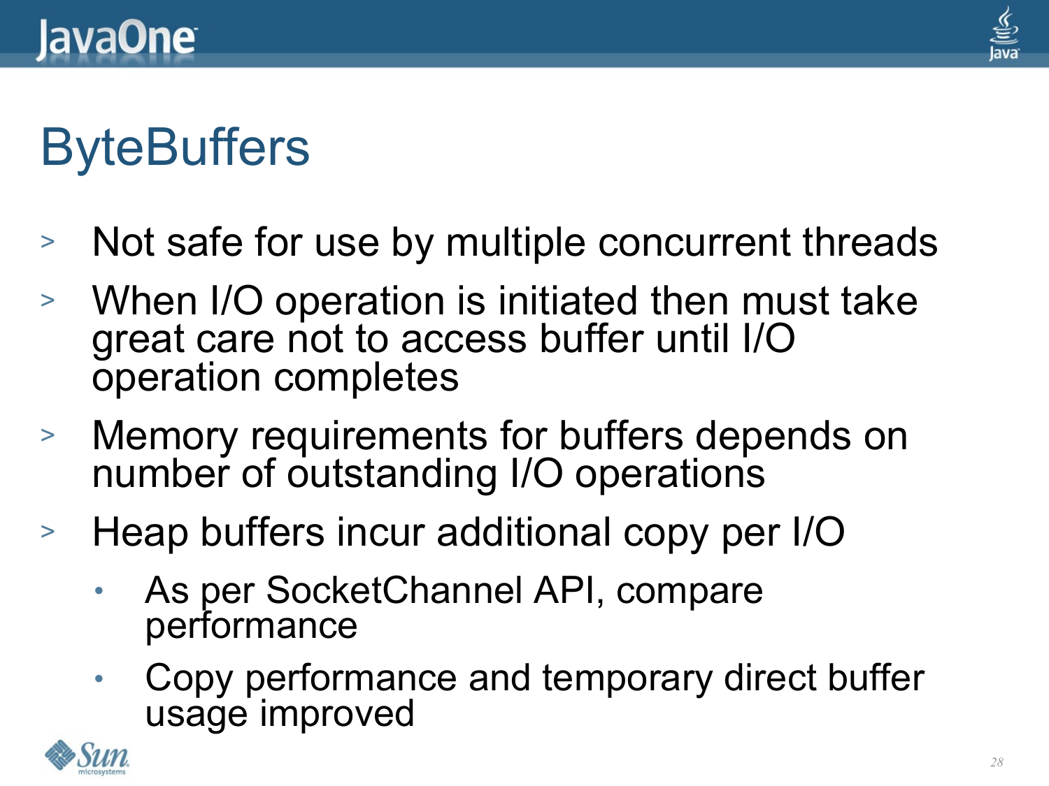# ByteBuffers

- Not safe for use by multiple concurrent threads
- When I/O operation is initiated then must take great care not to access buffer until I/O operation completes
- Memory requirements for buffers depends on number of outstanding I/O operations
- Heap buffers incur additional copy per I/O
  - As per SocketChannel API, compare performance
  - Copy performance and temporary direct buffer usage improved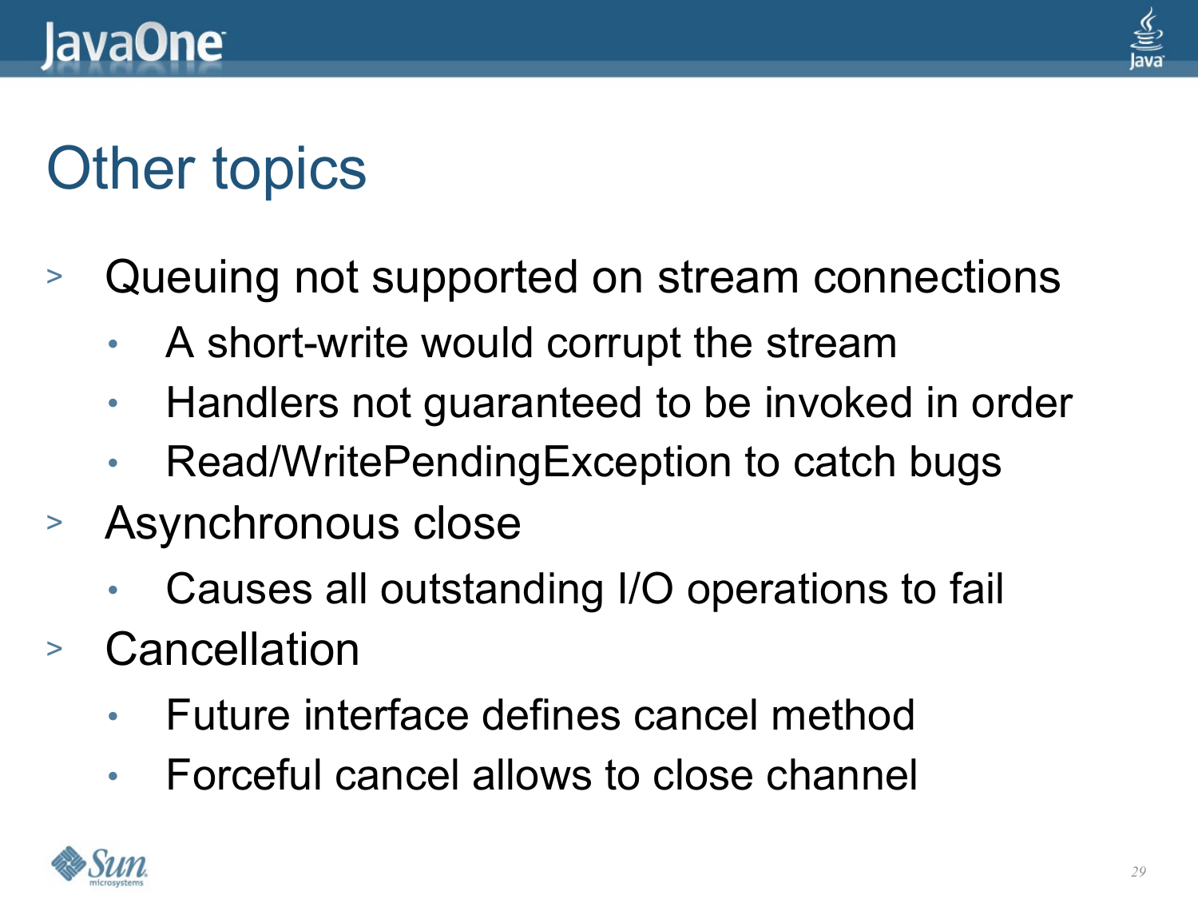# Other topics

- Queuing not supported on stream connections
  - A short-write would corrupt the stream
  - Handlers not guaranteed to be invoked in order
  - Read/WritePendingException to catch bugs
- Asynchronous close
  - Causes all outstanding I/O operations to fail
- Cancellation
  - Future interface defines cancel method
  - Forceful cancel allows to close channel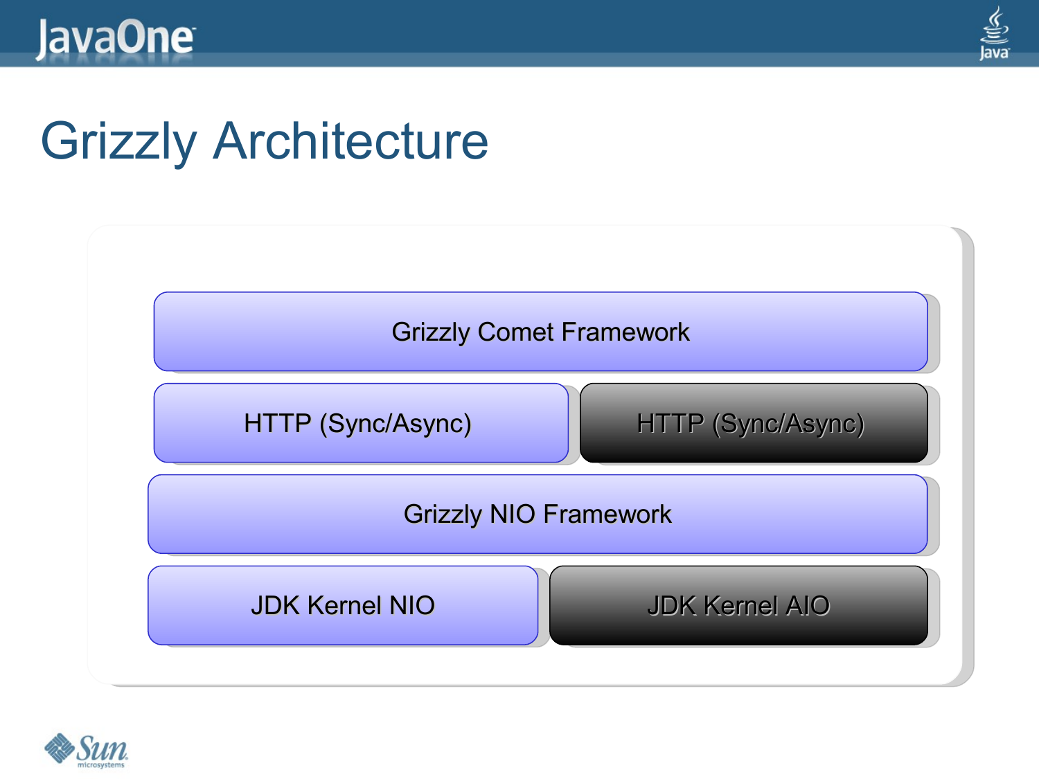# Grizzly Architecture

Grizzly Comet Framework

HTTP (Sync/Async) | HTTP (Sync/Async)

Grizzly NIO Framework

JDK Kernel NIO | JDK Kernel AIO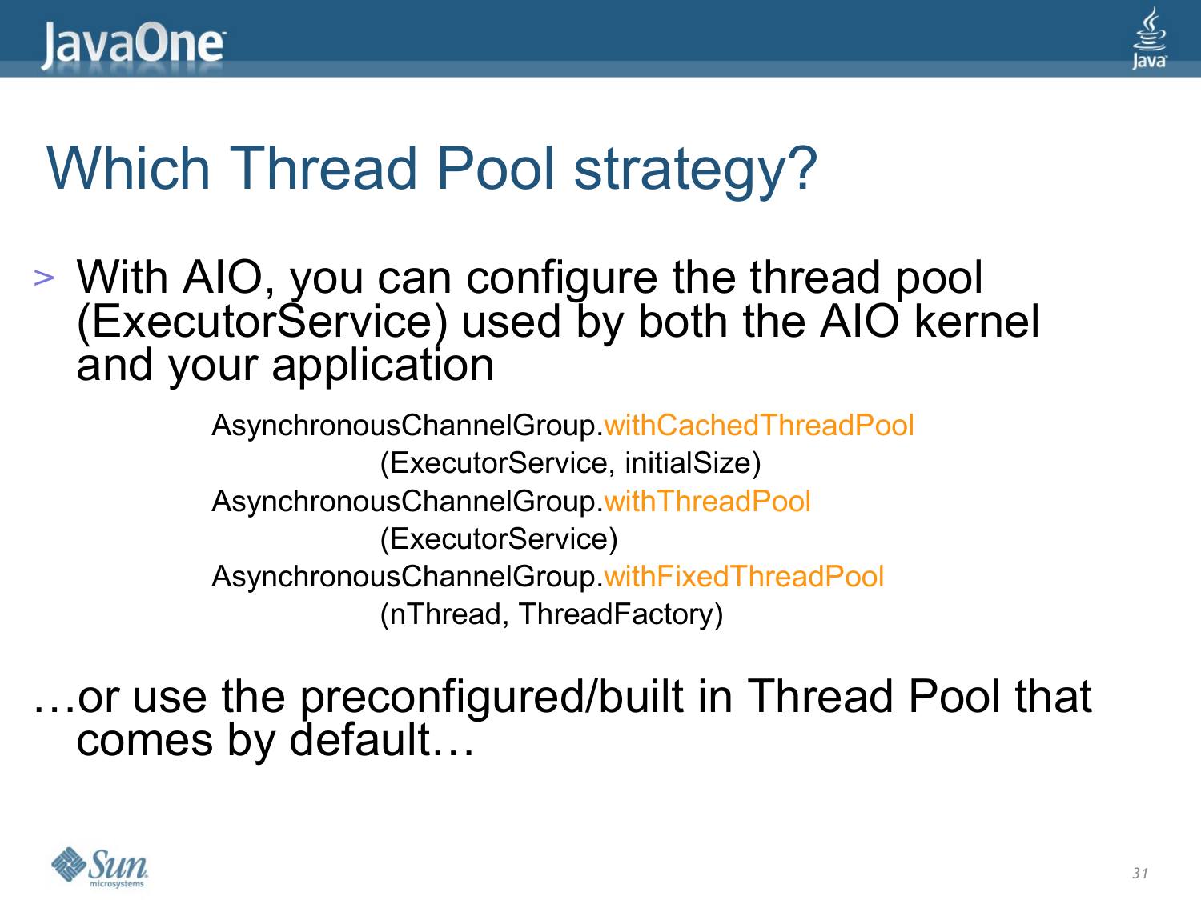# Which Thread Pool strategy?

- With AIO, you can configure the thread pool (ExecutorService) used by both the AIO kernel and your application

```
AsynchronousChannelGroup.withCachedThreadPool
        (ExecutorService, initialSize)
AsynchronousChannelGroup.withThreadPool
        (ExecutorService)
AsynchronousChannelGroup.withFixedThreadPool
        (nThread, ThreadFactory)
```

…or use the preconfigured/built in Thread Pool that comes by default…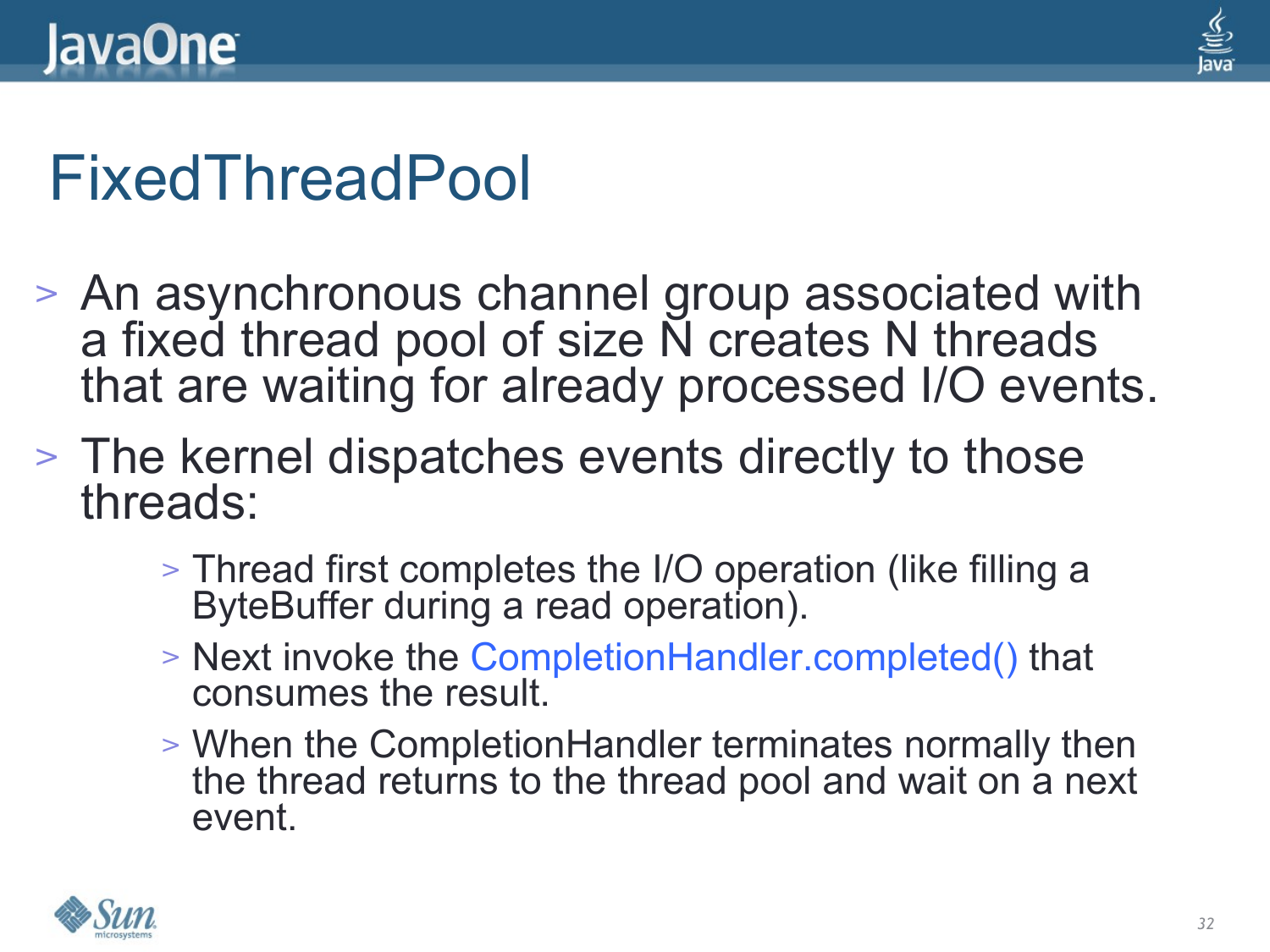# FixedThreadPool

- An asynchronous channel group associated with a fixed thread pool of size N creates N threads that are waiting for already processed I/O events.
- The kernel dispatches events directly to those threads:
  - Thread first completes the I/O operation (like filling a ByteBuffer during a read operation).
  - Next invoke the CompletionHandler.completed() that consumes the result.
  - When the CompletionHandler terminates normally then the thread returns to the thread pool and wait on a next event.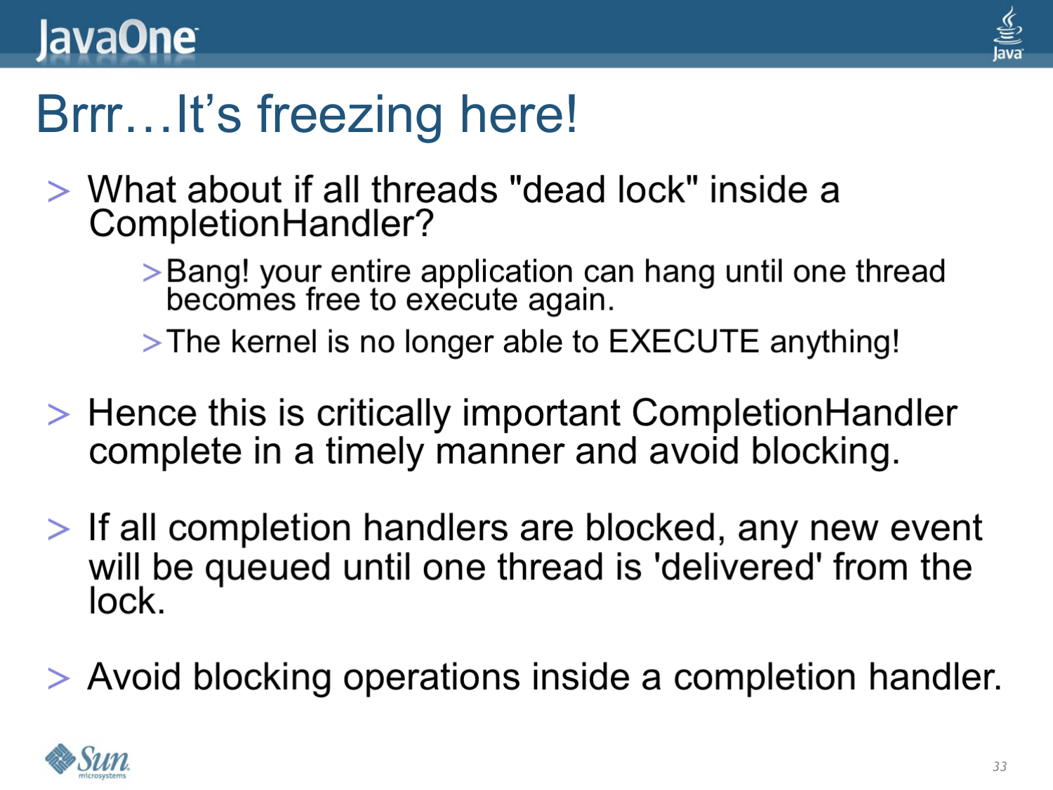# Brrr…It's freezing here!

- What about if all threads "dead lock" inside a CompletionHandler?
  - Bang! your entire application can hang until one thread becomes free to execute again.
  - The kernel is no longer able to EXECUTE anything!
- Hence this is critically important CompletionHandler complete in a timely manner and avoid blocking.
- If all completion handlers are blocked, any new event will be queued until one thread is 'delivered' from the lock.
- Avoid blocking operations inside a completion handler.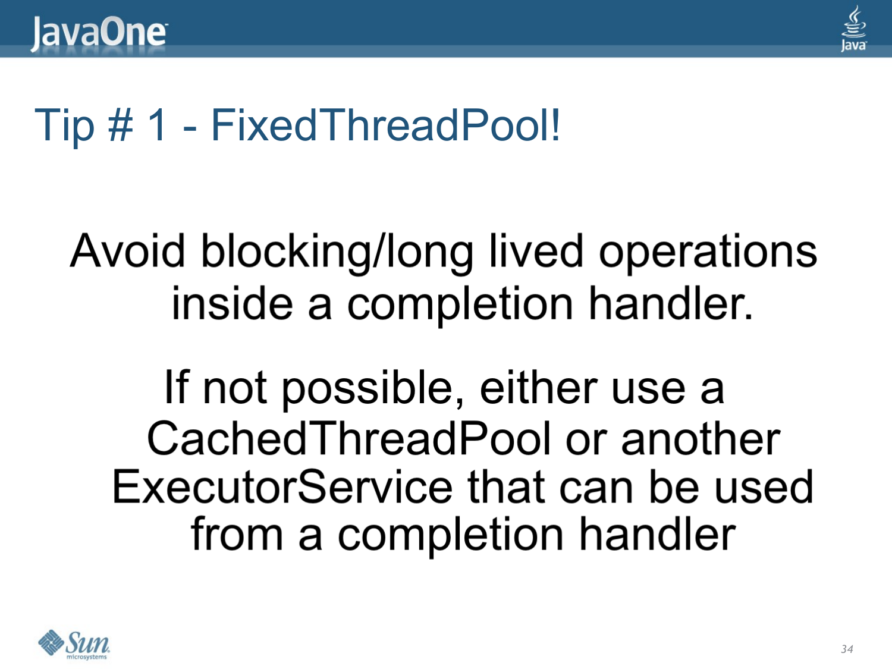# Tip # 1 - FixedThreadPool!

Avoid blocking/long lived operations inside a completion handler.

If not possible, either use a CachedThreadPool or another ExecutorService that can be used from a completion handler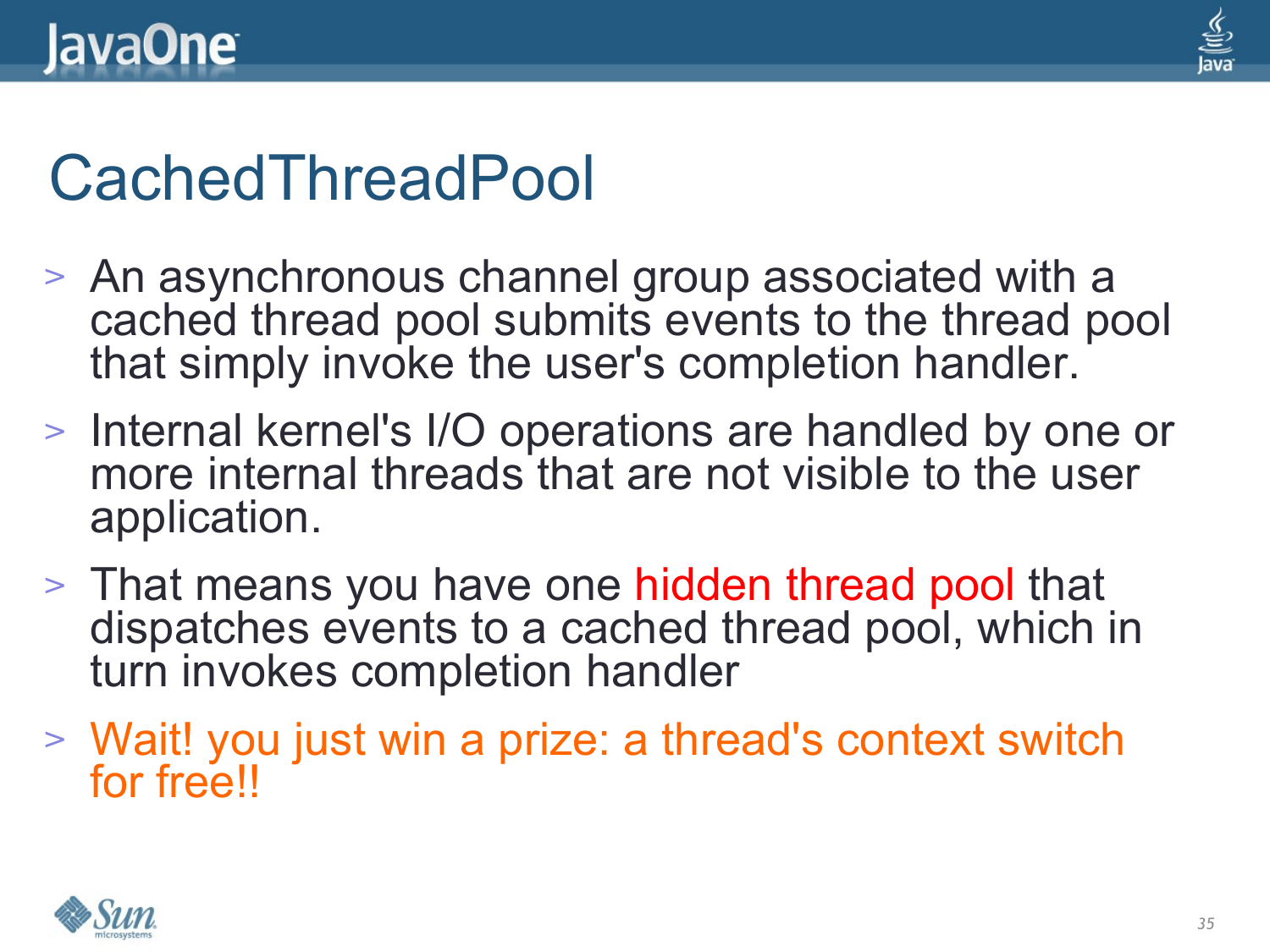# CachedThreadPool

- An asynchronous channel group associated with a cached thread pool submits events to the thread pool that simply invoke the user's completion handler.
- Internal kernel's I/O operations are handled by one or more internal threads that are not visible to the user application.
- That means you have one hidden thread pool that dispatches events to a cached thread pool, which in turn invokes completion handler
- Wait! you just win a prize: a thread's context switch for free!!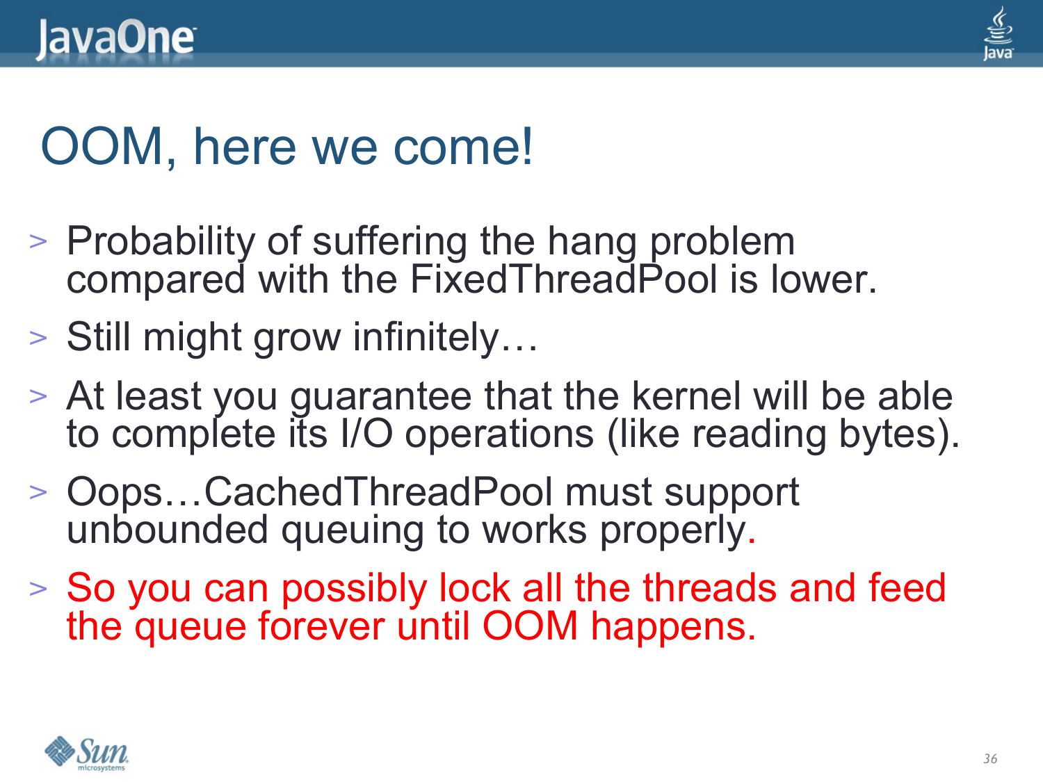# OOM, here we come!

- Probability of suffering the hang problem compared with the FixedThreadPool is lower.
- Still might grow infinitely…
- At least you guarantee that the kernel will be able to complete its I/O operations (like reading bytes).
- Oops…CachedThreadPool must support unbounded queuing to works properly.
- So you can possibly lock all the threads and feed the queue forever until OOM happens.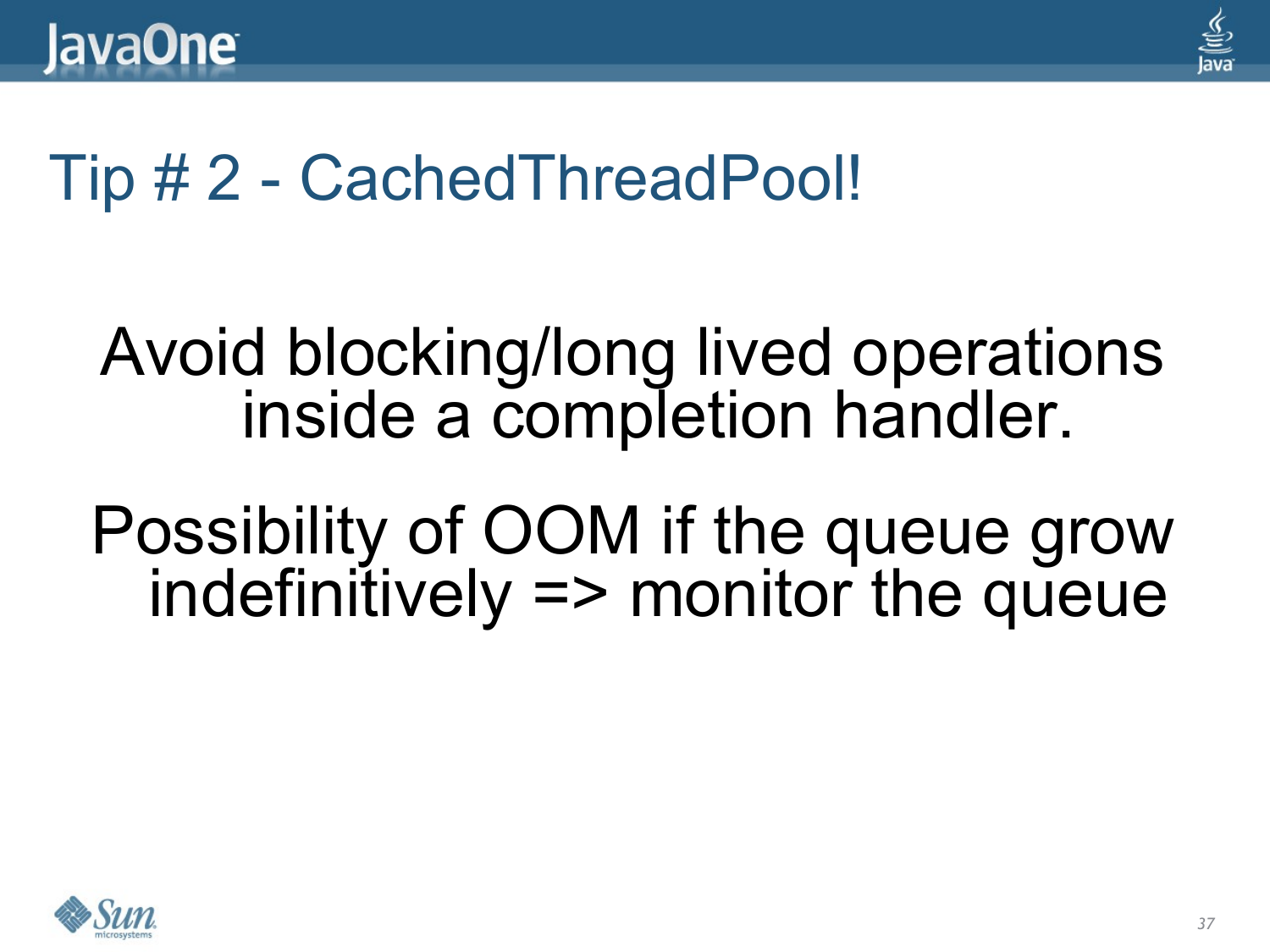# Tip # 2 - CachedThreadPool!

Avoid blocking/long lived operations inside a completion handler.

Possibility of OOM if the queue grow indefinitively => monitor the queue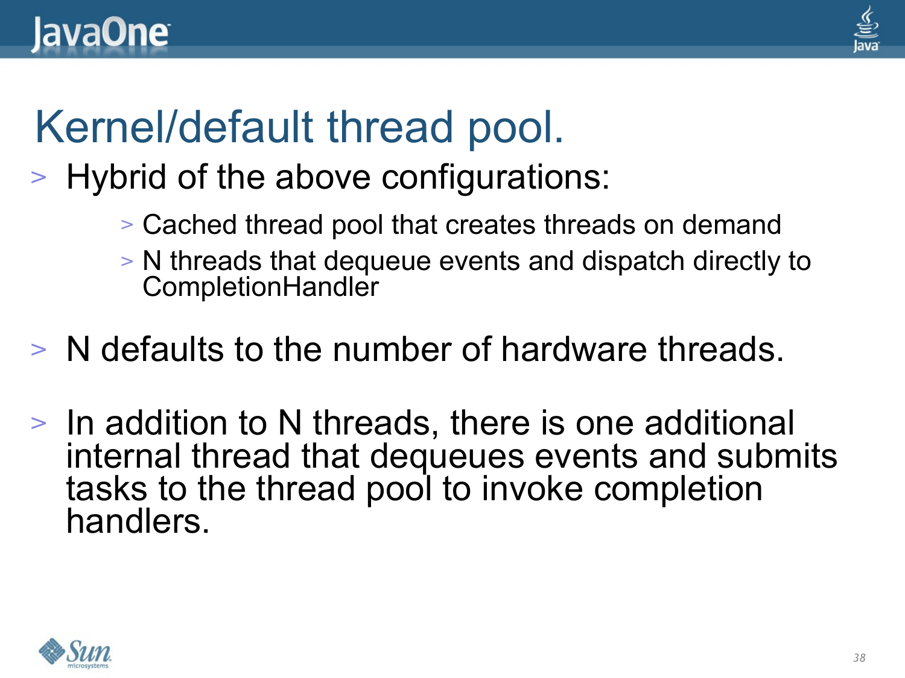# Kernel/default thread pool.

- Hybrid of the above configurations:
  - Cached thread pool that creates threads on demand
  - N threads that dequeue events and dispatch directly to CompletionHandler
- N defaults to the number of hardware threads.
- In addition to N threads, there is one additional internal thread that dequeues events and submits tasks to the thread pool to invoke completion handlers.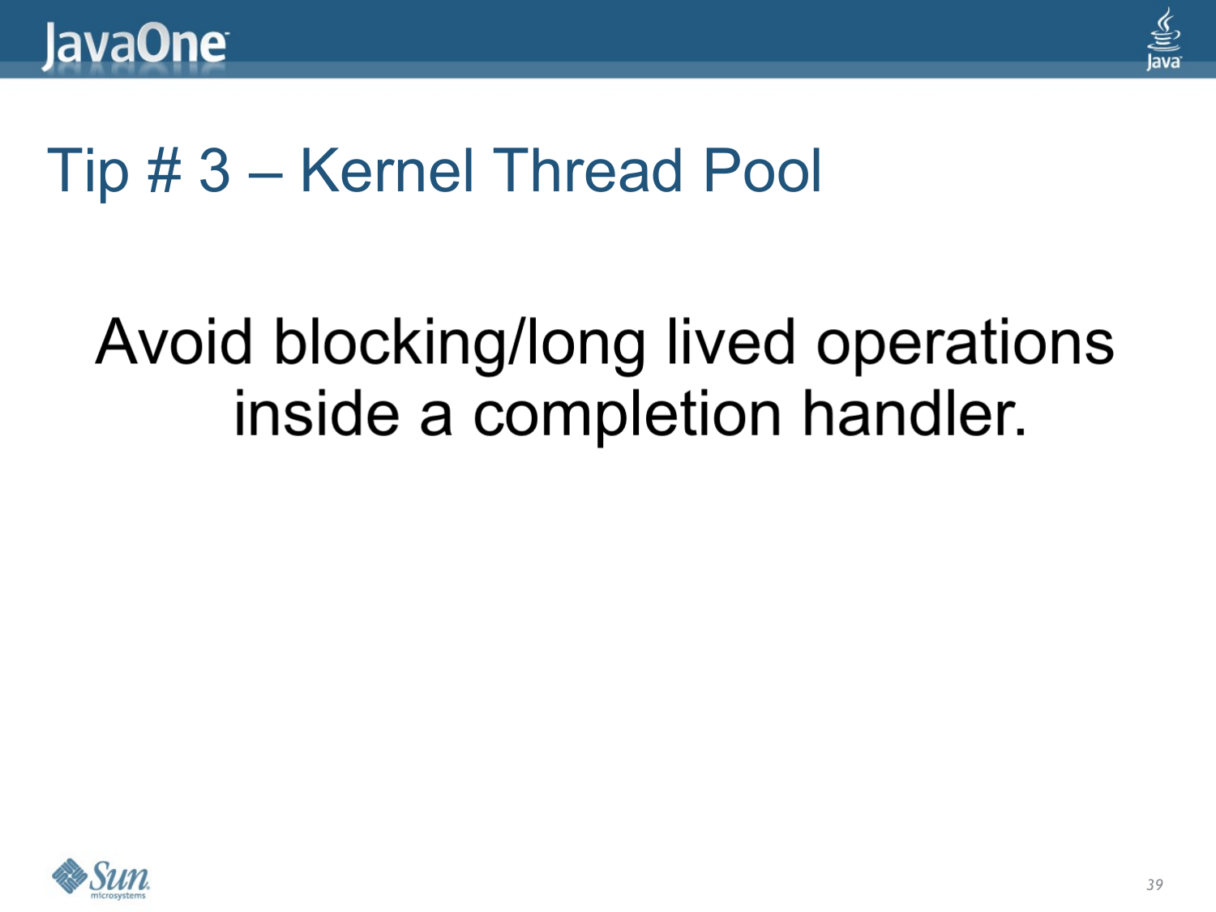# Tip # 3 – Kernel Thread Pool

Avoid blocking/long lived operations inside a completion handler.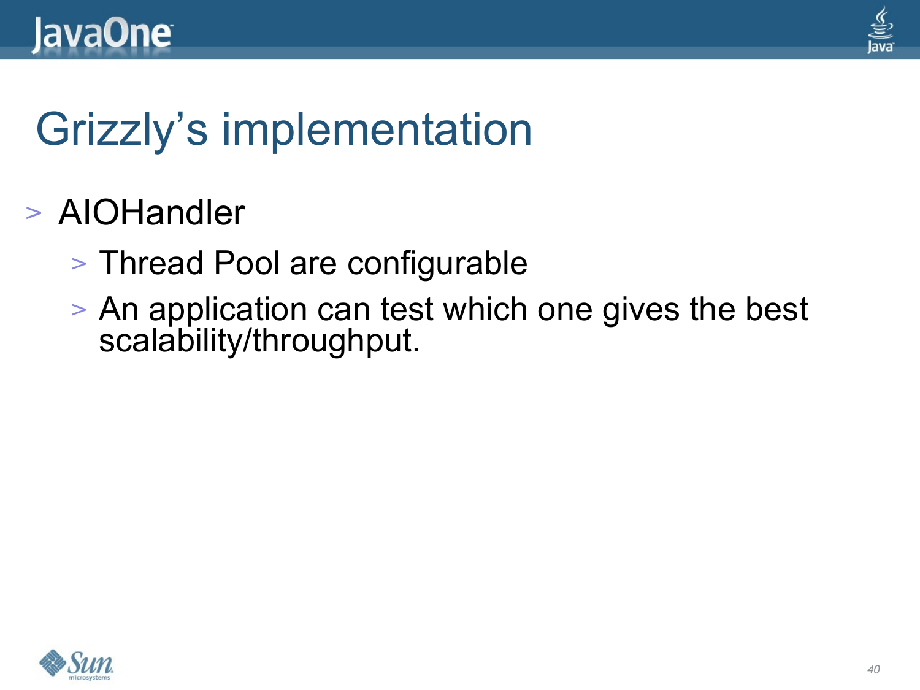# Grizzly's implementation

- AIOHandler
  - Thread Pool are configurable
  - An application can test which one gives the best scalability/throughput.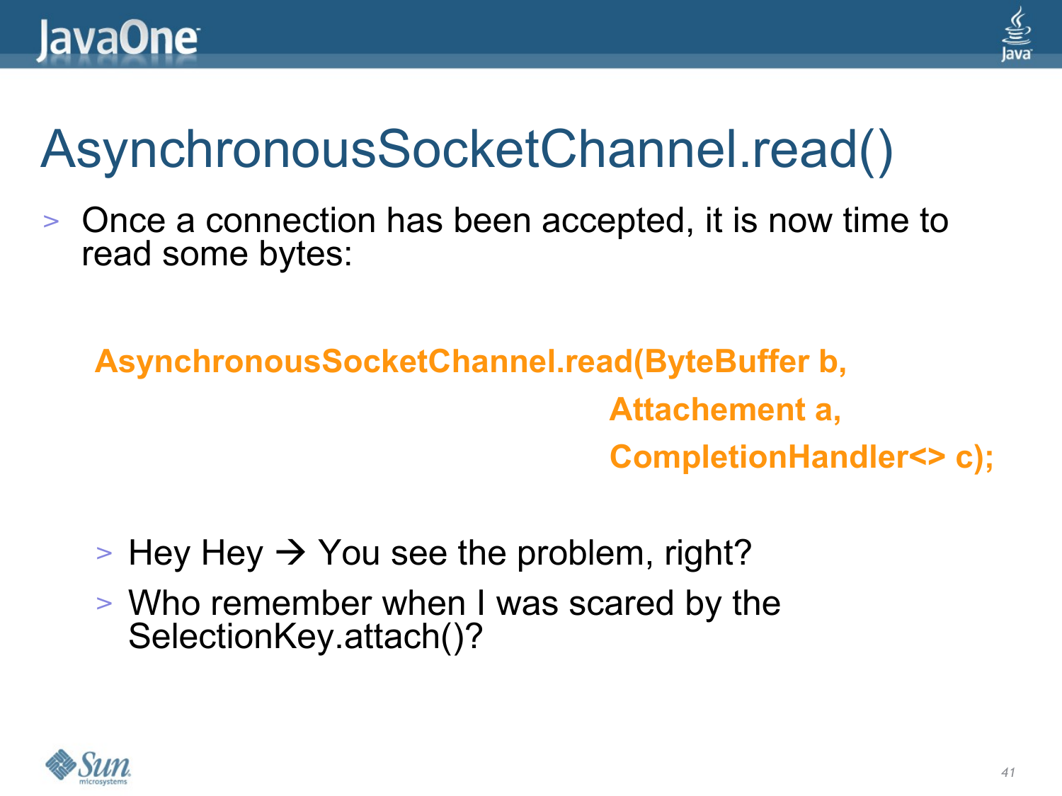# AsynchronousSocketChannel.read()

- Once a connection has been accepted, it is now time to read some bytes:

```
AsynchronousSocketChannel.read(ByteBuffer b,
                               Attachement a,
                               CompletionHandler<> c);
```

  - Hey Hey → You see the problem, right?
  - Who remember when I was scared by the SelectionKey.attach()?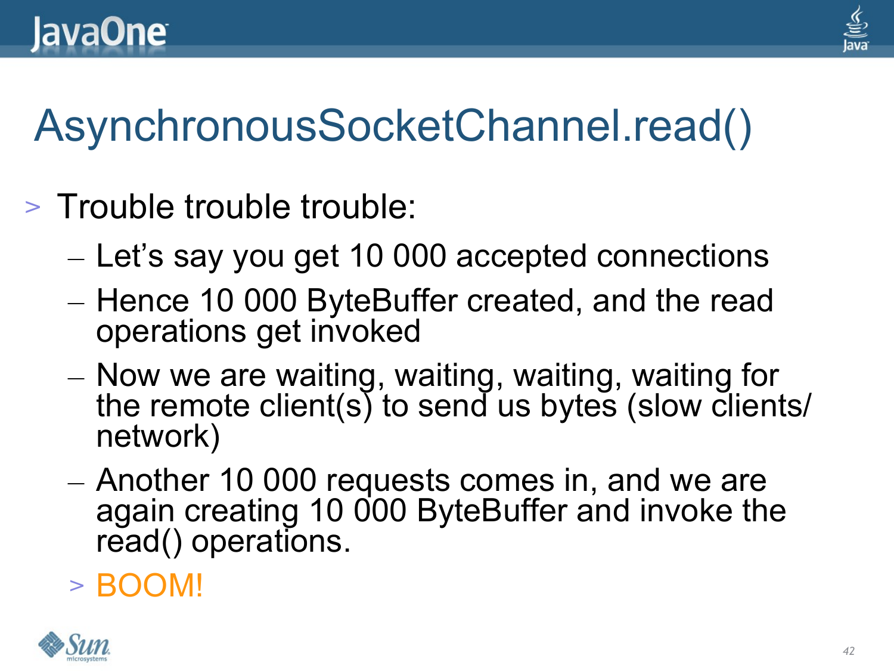# AsynchronousSocketChannel.read()

- Trouble trouble trouble:
  - Let's say you get 10 000 accepted connections
  - Hence 10 000 ByteBuffer created, and the read operations get invoked
  - Now we are waiting, waiting, waiting, waiting for the remote client(s) to send us bytes (slow clients/ network)
  - Another 10 000 requests comes in, and we are again creating 10 000 ByteBuffer and invoke the read() operations.
  - BOOM!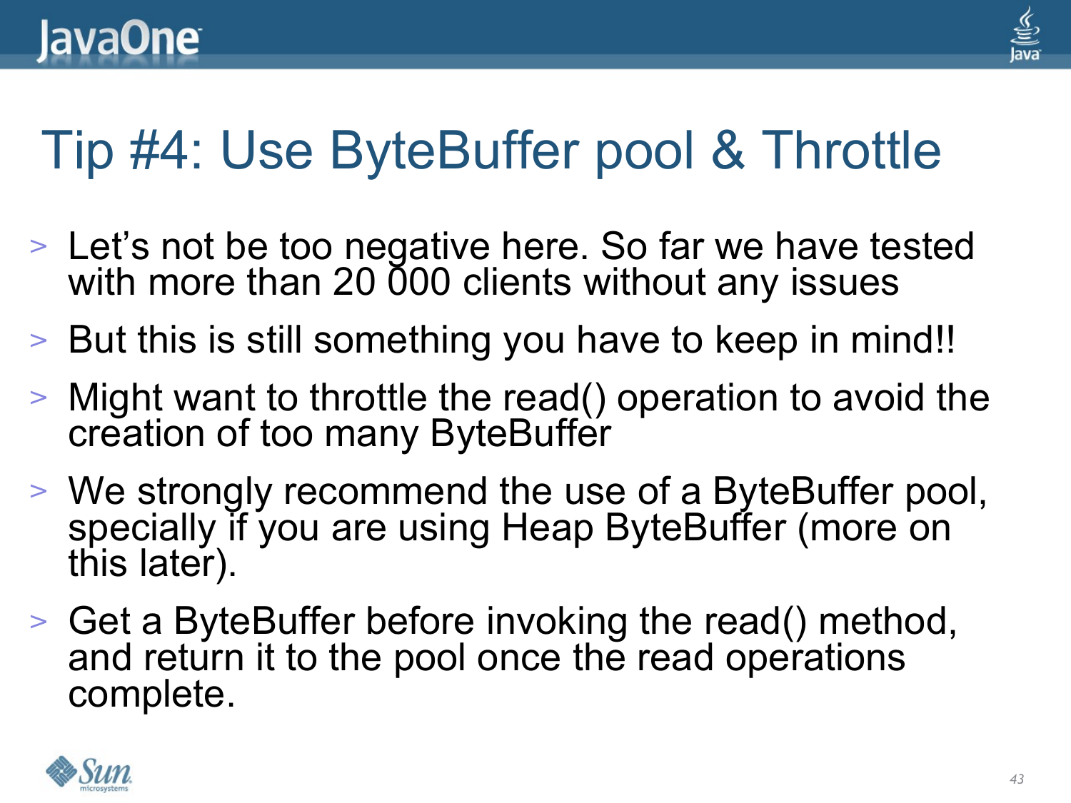# Tip #4: Use ByteBuffer pool & Throttle

- Let's not be too negative here. So far we have tested with more than 20 000 clients without any issues
- But this is still something you have to keep in mind!!
- Might want to throttle the read() operation to avoid the creation of too many ByteBuffer
- We strongly recommend the use of a ByteBuffer pool, specially if you are using Heap ByteBuffer (more on this later).
- Get a ByteBuffer before invoking the read() method, and return it to the pool once the read operations complete.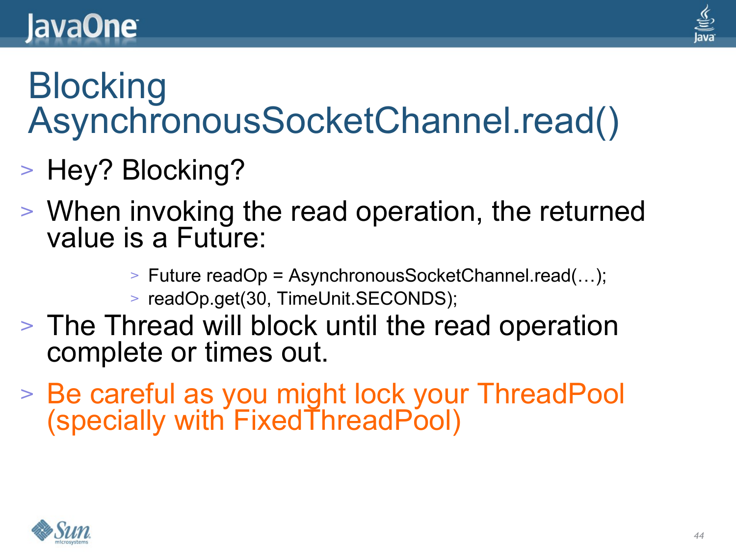# Blocking AsynchronousSocketChannel.read()

- Hey? Blocking?
- When invoking the read operation, the returned value is a Future:
  - Future readOp = AsynchronousSocketChannel.read(…);
  - readOp.get(30, TimeUnit.SECONDS);
- The Thread will block until the read operation complete or times out.
- Be careful as you might lock your ThreadPool (specially with FixedThreadPool)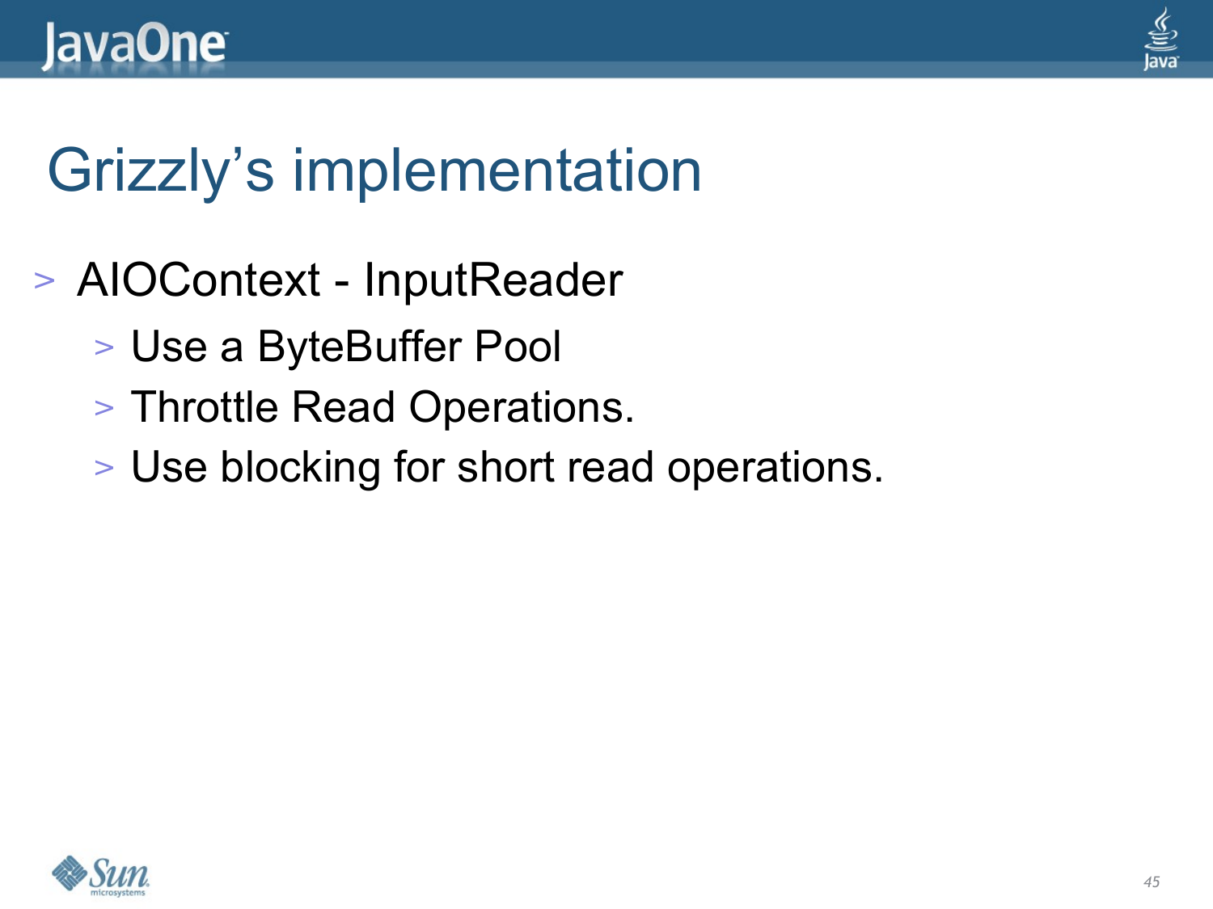# Grizzly's implementation

- AIOContext - InputReader
  - Use a ByteBuffer Pool
  - Throttle Read Operations.
  - Use blocking for short read operations.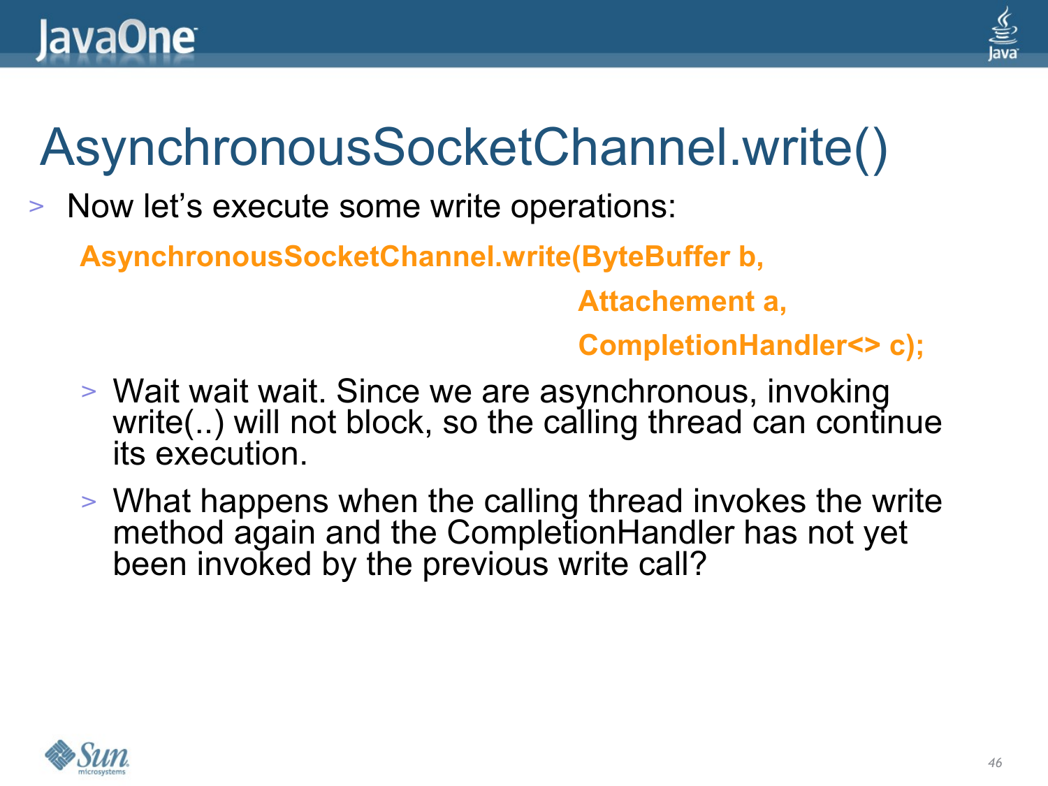# AsynchronousSocketChannel.write()

- Now let's execute some write operations:

```
AsynchronousSocketChannel.write(ByteBuffer b,
                                Attachement a,
                                CompletionHandler<> c);
```

  - Wait wait wait. Since we are asynchronous, invoking write(..) will not block, so the calling thread can continue its execution.
  - What happens when the calling thread invokes the write method again and the CompletionHandler has not yet been invoked by the previous write call?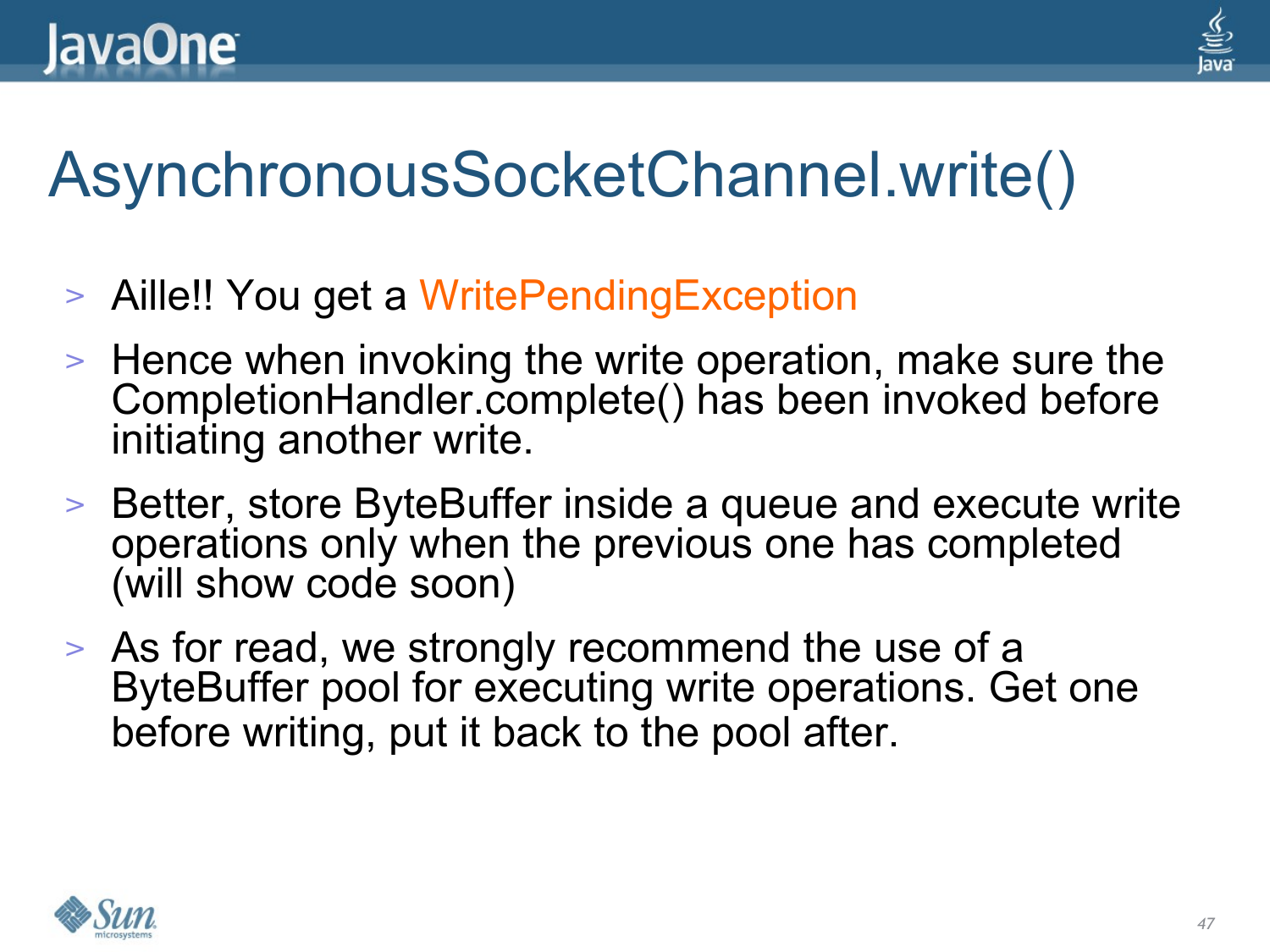# AsynchronousSocketChannel.write()

- Aille!! You get a WritePendingException
- Hence when invoking the write operation, make sure the CompletionHandler.complete() has been invoked before initiating another write.
- Better, store ByteBuffer inside a queue and execute write operations only when the previous one has completed (will show code soon)
- As for read, we strongly recommend the use of a ByteBuffer pool for executing write operations. Get one before writing, put it back to the pool after.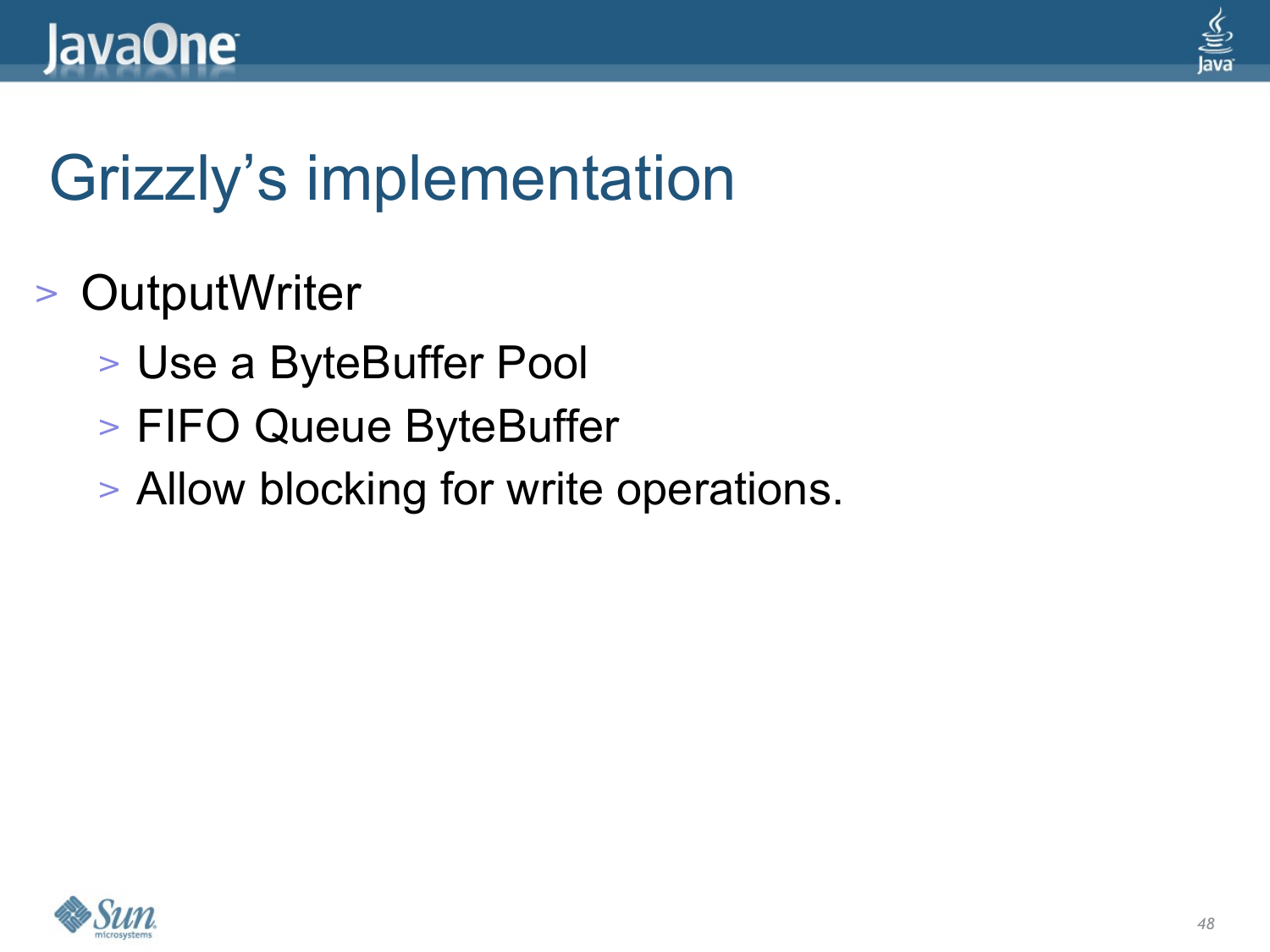# Grizzly’s implementation

- OutputWriter
  - Use a ByteBuffer Pool
  - FIFO Queue ByteBuffer
  - Allow blocking for write operations.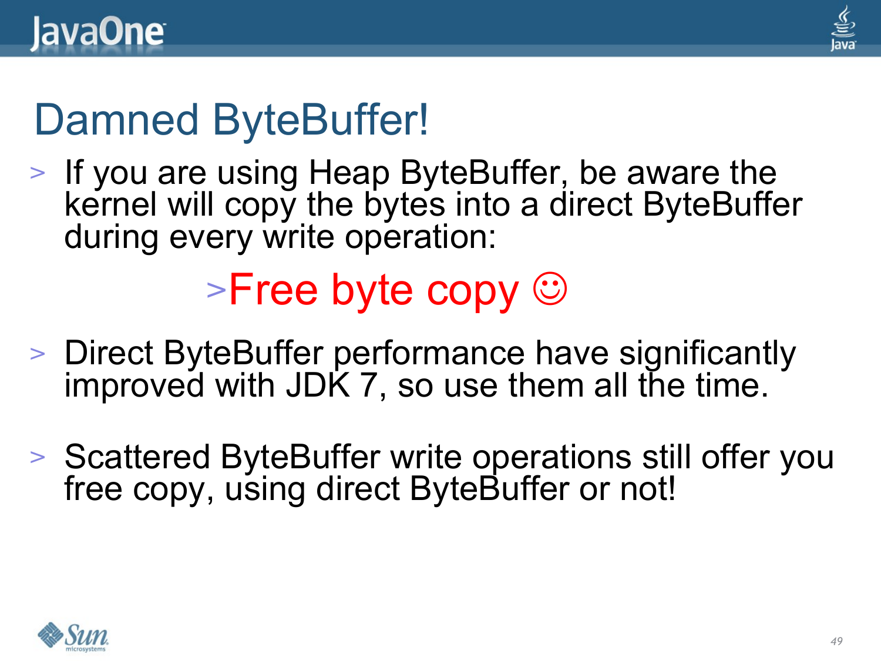# Damned ByteBuffer!

- If you are using Heap ByteBuffer, be aware the kernel will copy the bytes into a direct ByteBuffer during every write operation:
  - Free byte copy ☺
- Direct ByteBuffer performance have significantly improved with JDK 7, so use them all the time.
- Scattered ByteBuffer write operations still offer you free copy, using direct ByteBuffer or not!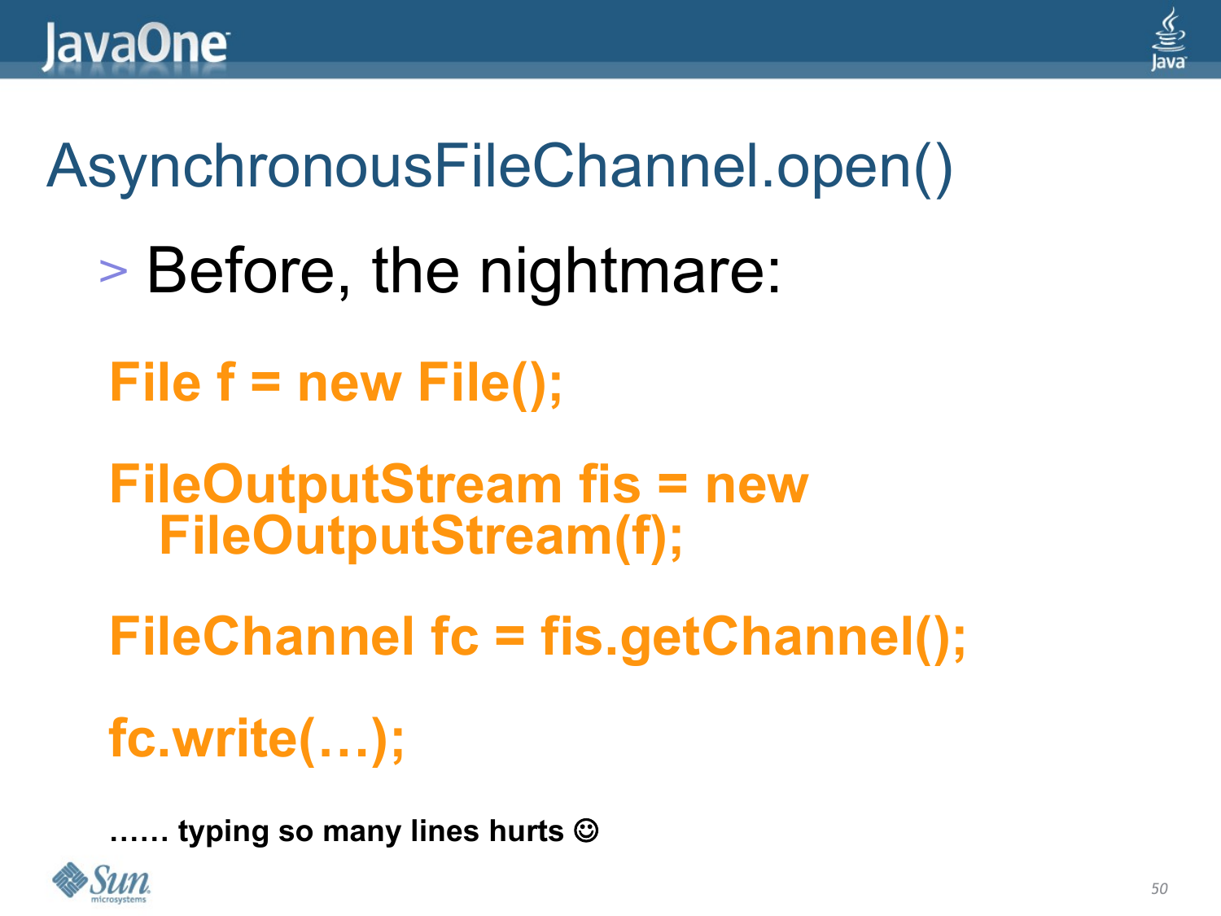# AsynchronousFileChannel.open()

- Before, the nightmare:

```
File f = new File();

FileOutputStream fis = new
   FileOutputStream(f);

FileChannel fc = fis.getChannel();

fc.write(…);
```

**…… typing so many lines hurts ☺**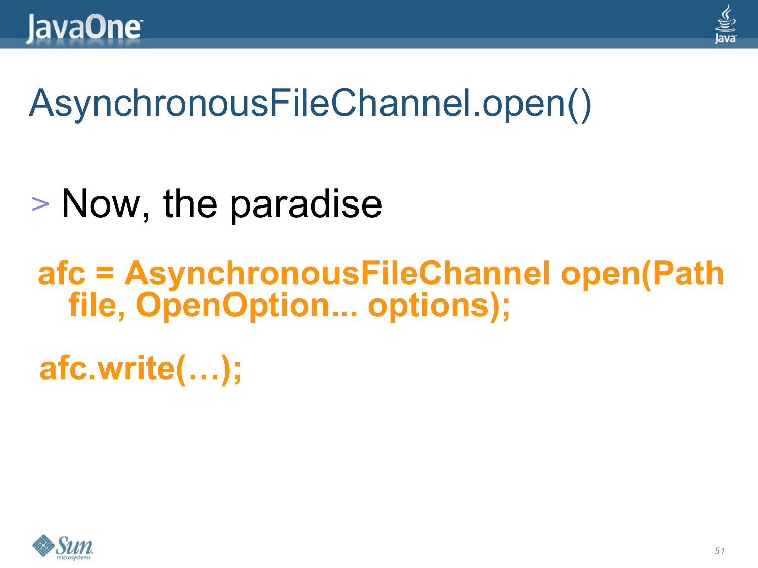# AsynchronousFileChannel.open()

- Now, the paradise

```
afc = AsynchronousFileChannel open(Path
   file, OpenOption... options);

afc.write(…);
```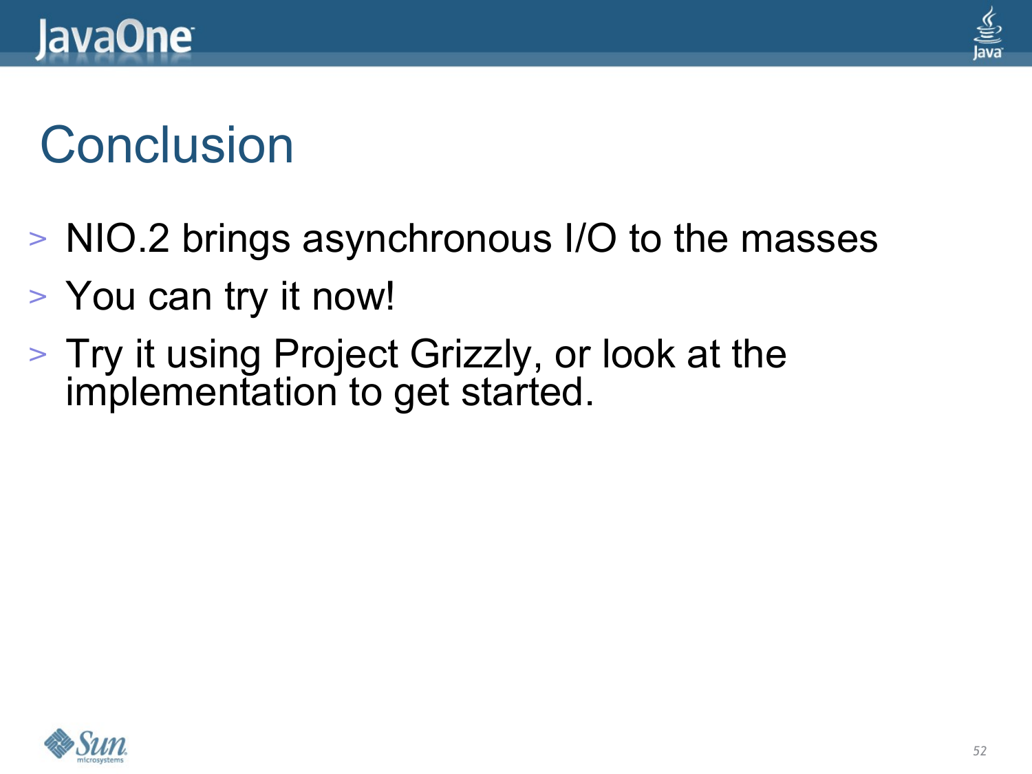# Conclusion

- NIO.2 brings asynchronous I/O to the masses
- You can try it now!
- Try it using Project Grizzly, or look at the implementation to get started.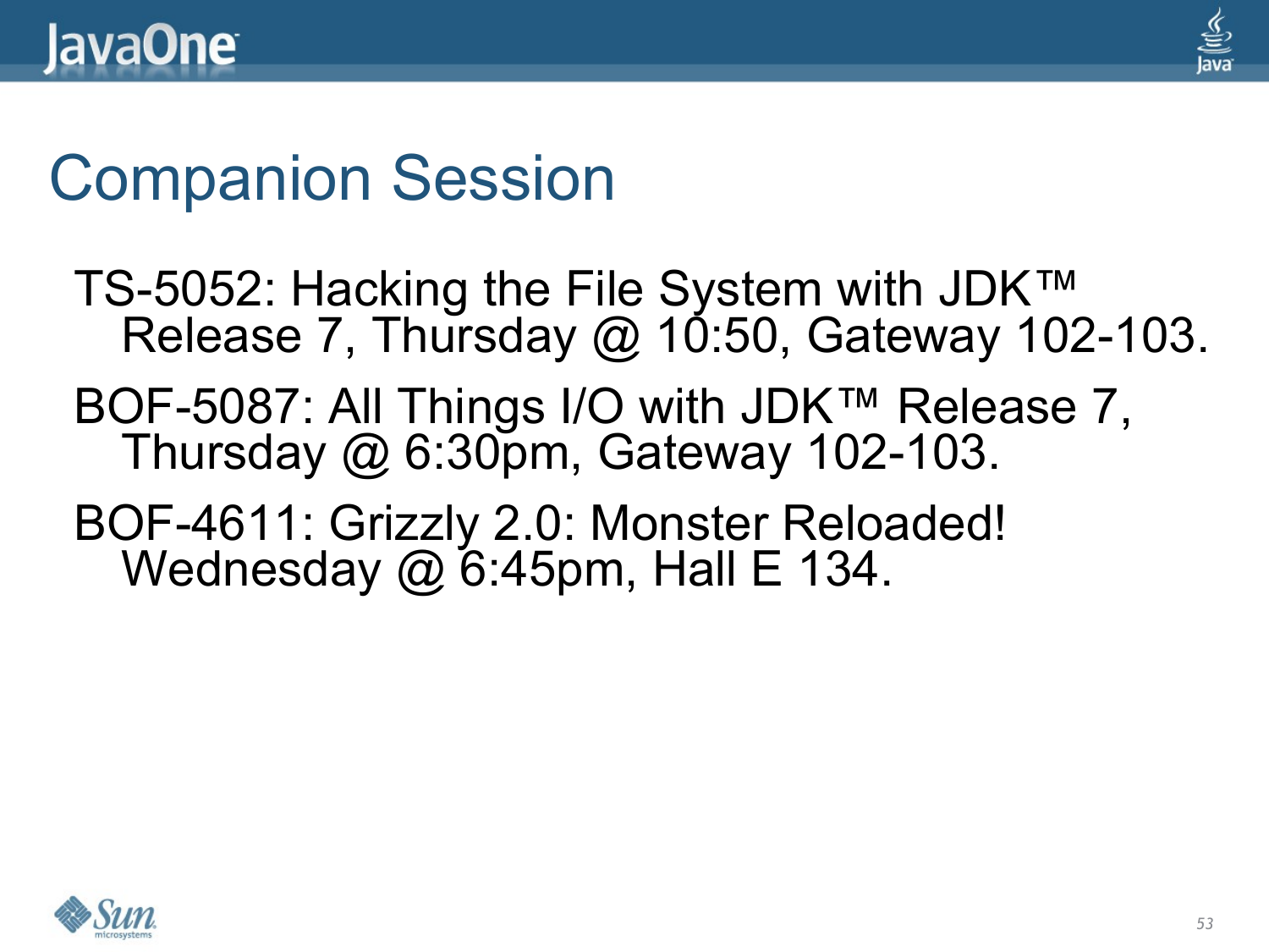# Companion Session

TS-5052: Hacking the File System with JDK™ Release 7, Thursday @ 10:50, Gateway 102-103.

BOF-5087: All Things I/O with JDK™ Release 7, Thursday @ 6:30pm, Gateway 102-103.

BOF-4611: Grizzly 2.0: Monster Reloaded! Wednesday @ 6:45pm, Hall E 134.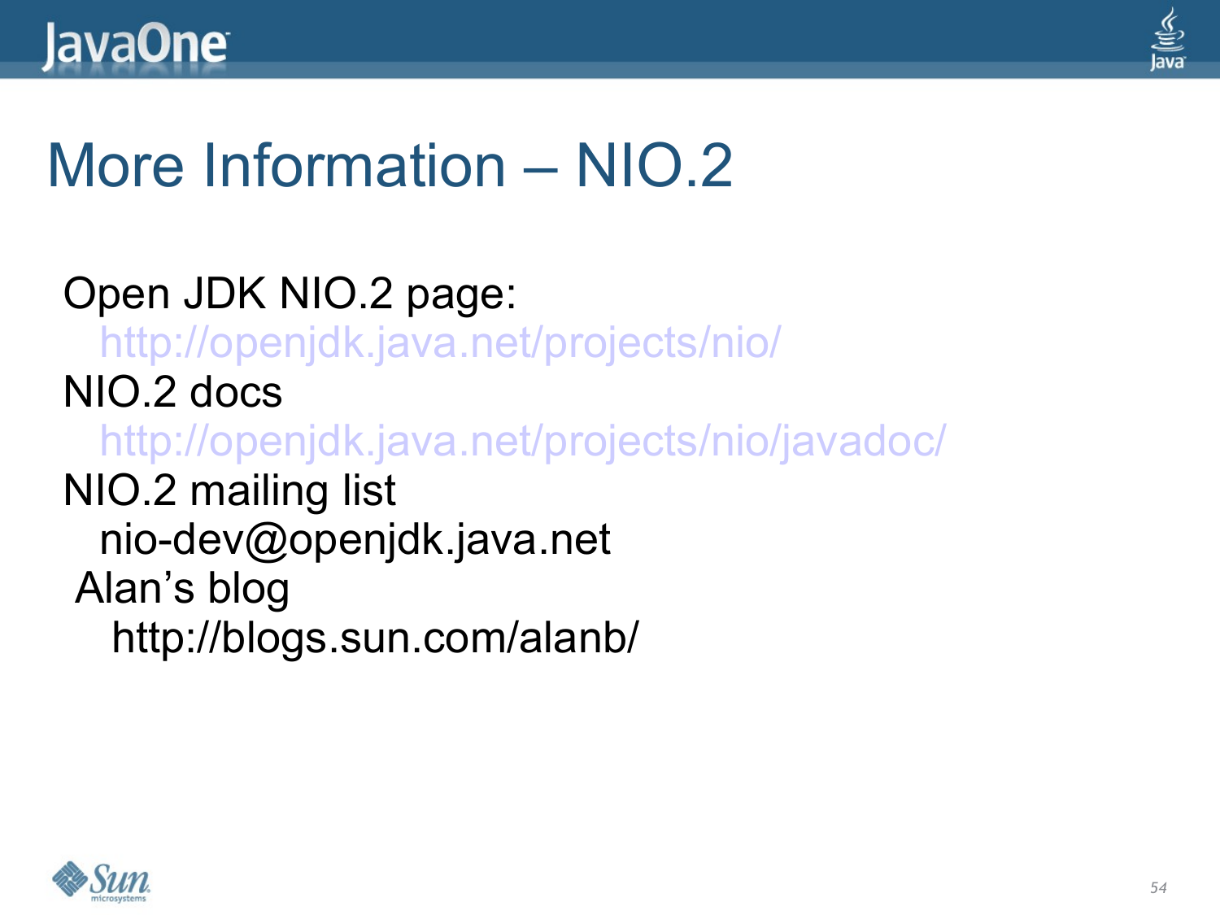# More Information – NIO.2

Open JDK NIO.2 page:
  http://openjdk.java.net/projects/nio/

NIO.2 docs
  http://openjdk.java.net/projects/nio/javadoc/

NIO.2 mailing list
  nio-dev@openjdk.java.net

Alan's blog
  http://blogs.sun.com/alanb/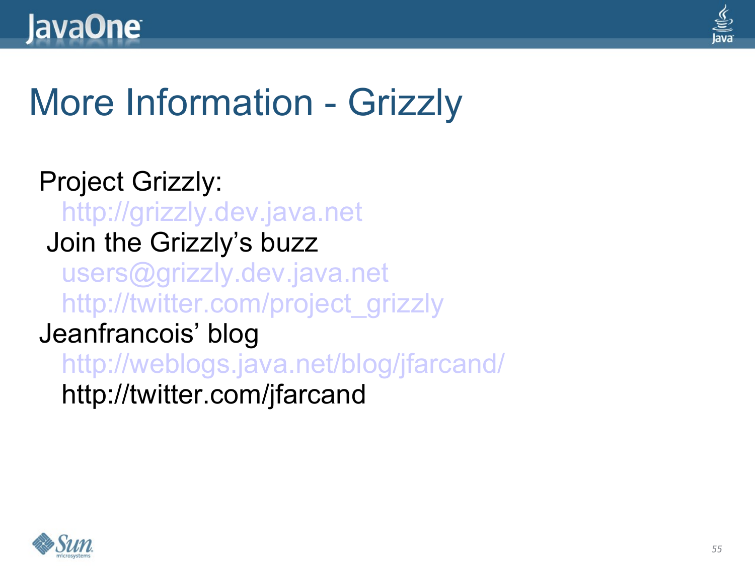# More Information - Grizzly

Project Grizzly:

http://grizzly.dev.java.net

Join the Grizzly's buzz

users@grizzly.dev.java.net

http://twitter.com/project_grizzly

Jeanfrancois' blog

http://weblogs.java.net/blog/jfarcand/

http://twitter.com/jfarcand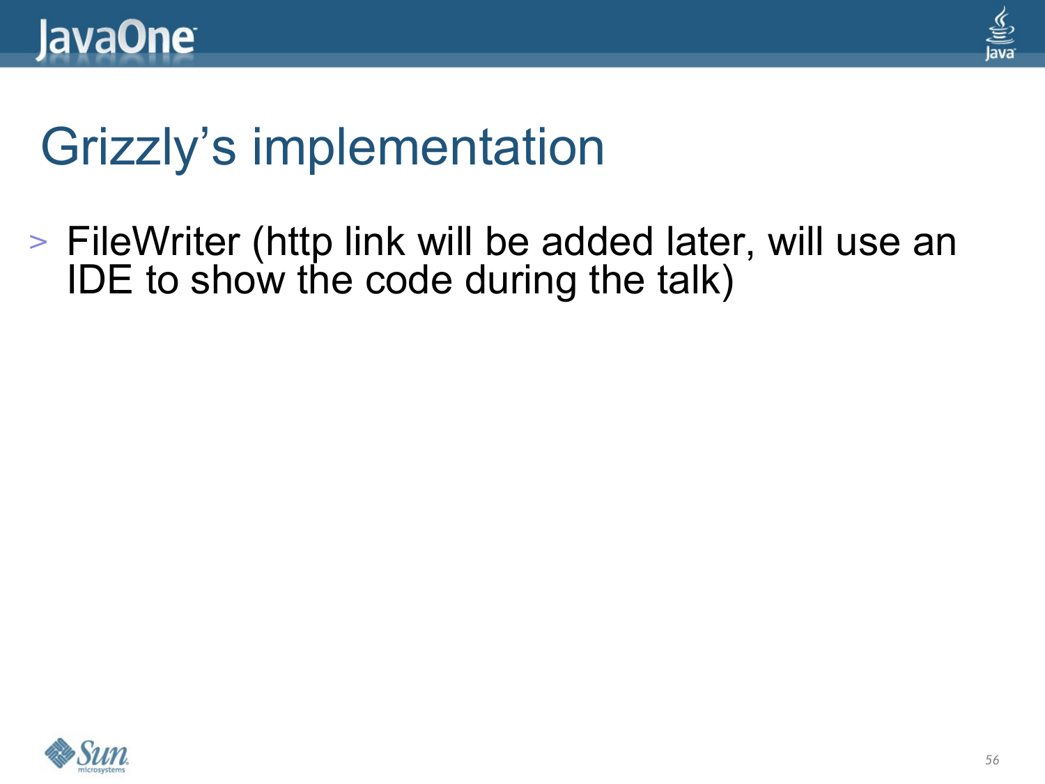# Grizzly's implementation

- FileWriter (http link will be added later, will use an IDE to show the code during the talk)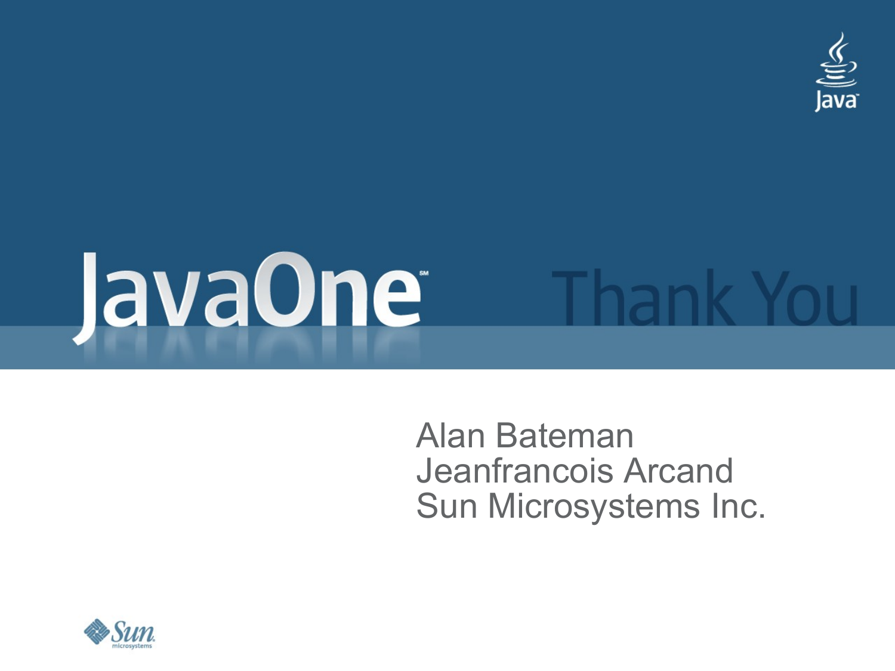JavaOne

# Thank You

Alan Bateman
Jeanfrancois Arcand
Sun Microsystems Inc.